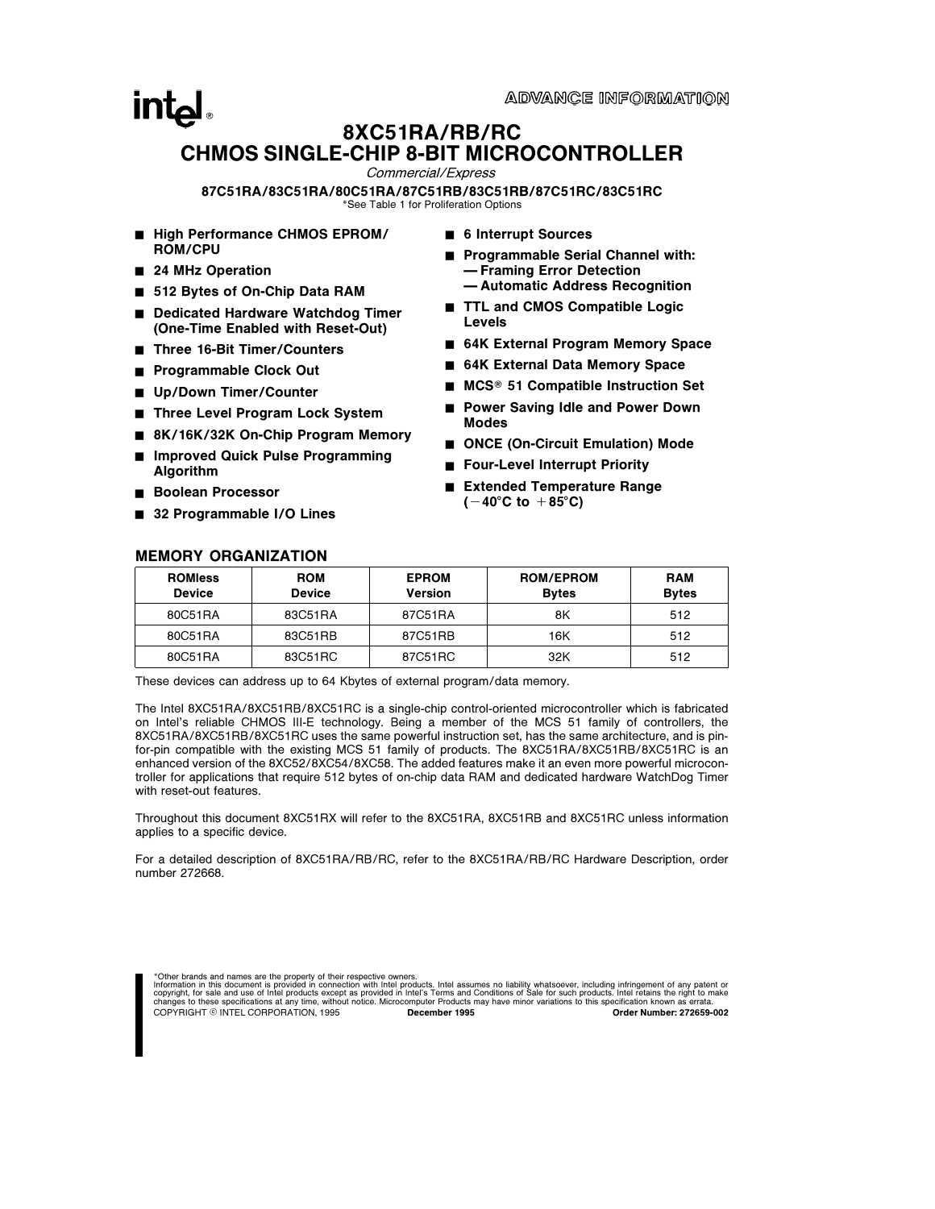ADVANCE INFORMATION

# 8XC51RA/RB/RC CHMOS SINGLE-CHIP 8-BIT MICROCONTROLLER

*Commercial/Express*

**87C51RA/83C51RA/80C51RA/87C51RB/83C51RB/87C51RC/83C51RC**

*See Table 1 for Proliferation Options

- **High Performance CHMOS EPROM/ROM/CPU**
- **24 MHz Operation**
- **512 Bytes of On-Chip Data RAM**
- **Dedicated Hardware Watchdog Timer (One-Time Enabled with Reset-Out)**
- **Three 16-Bit Timer/Counters**
- **Programmable Clock Out**
- **Up/Down Timer/Counter**
- **Three Level Program Lock System**
- **8K/16K/32K On-Chip Program Memory**
- **Improved Quick Pulse Programming Algorithm**
- **Boolean Processor**
- **32 Programmable I/O Lines**
- **6 Interrupt Sources**
- **Programmable Serial Channel with:**
  - **Framing Error Detection**
  - **Automatic Address Recognition**
- **TTL and CMOS Compatible Logic Levels**
- **64K External Program Memory Space**
- **64K External Data Memory Space**
- **MCS® 51 Compatible Instruction Set**
- **Power Saving Idle and Power Down Modes**
- **ONCE (On-Circuit Emulation) Mode**
- **Four-Level Interrupt Priority**
- **Extended Temperature Range (−40°C to +85°C)**

## MEMORY ORGANIZATION

| ROMless Device | ROM Device | EPROM Version | ROM/EPROM Bytes | RAM Bytes |
|---|---|---|---|---|
| 80C51RA | 83C51RA | 87C51RA | 8K | 512 |
| 80C51RA | 83C51RB | 87C51RB | 16K | 512 |
| 80C51RA | 83C51RC | 87C51RC | 32K | 512 |

These devices can address up to 64 Kbytes of external program/data memory.

The Intel 8XC51RA/8XC51RB/8XC51RC is a single-chip control-oriented microcontroller which is fabricated on Intel's reliable CHMOS III-E technology. Being a member of the MCS 51 family of controllers, the 8XC51RA/8XC51RB/8XC51RC uses the same powerful instruction set, has the same architecture, and is pin-for-pin compatible with the existing MCS 51 family of products. The 8XC51RA/8XC51RB/8XC51RC is an enhanced version of the 8XC52/8XC54/8XC58. The added features make it an even more powerful microcontroller for applications that require 512 bytes of on-chip data RAM and dedicated hardware WatchDog Timer with reset-out features.

Throughout this document 8XC51RX will refer to the 8XC51RA, 8XC51RB and 8XC51RC unless information applies to a specific device.

For a detailed description of 8XC51RA/RB/RC, refer to the 8XC51RA/RB/RC Hardware Description, order number 272668.

*Other brands and names are the property of their respective owners.
Information in this document is provided in connection with Intel products. Intel assumes no liability whatsoever, including infringement of any patent or copyright, for sale and use of Intel products except as provided in Intel's Terms and Conditions of Sale for such products. Intel retains the right to make changes to these specifications at any time, without notice. Microcomputer Products may have minor variations to this specification known as errata.
COPYRIGHT © INTEL CORPORATION, 1995 **December 1995** **Order Number: 272659-002**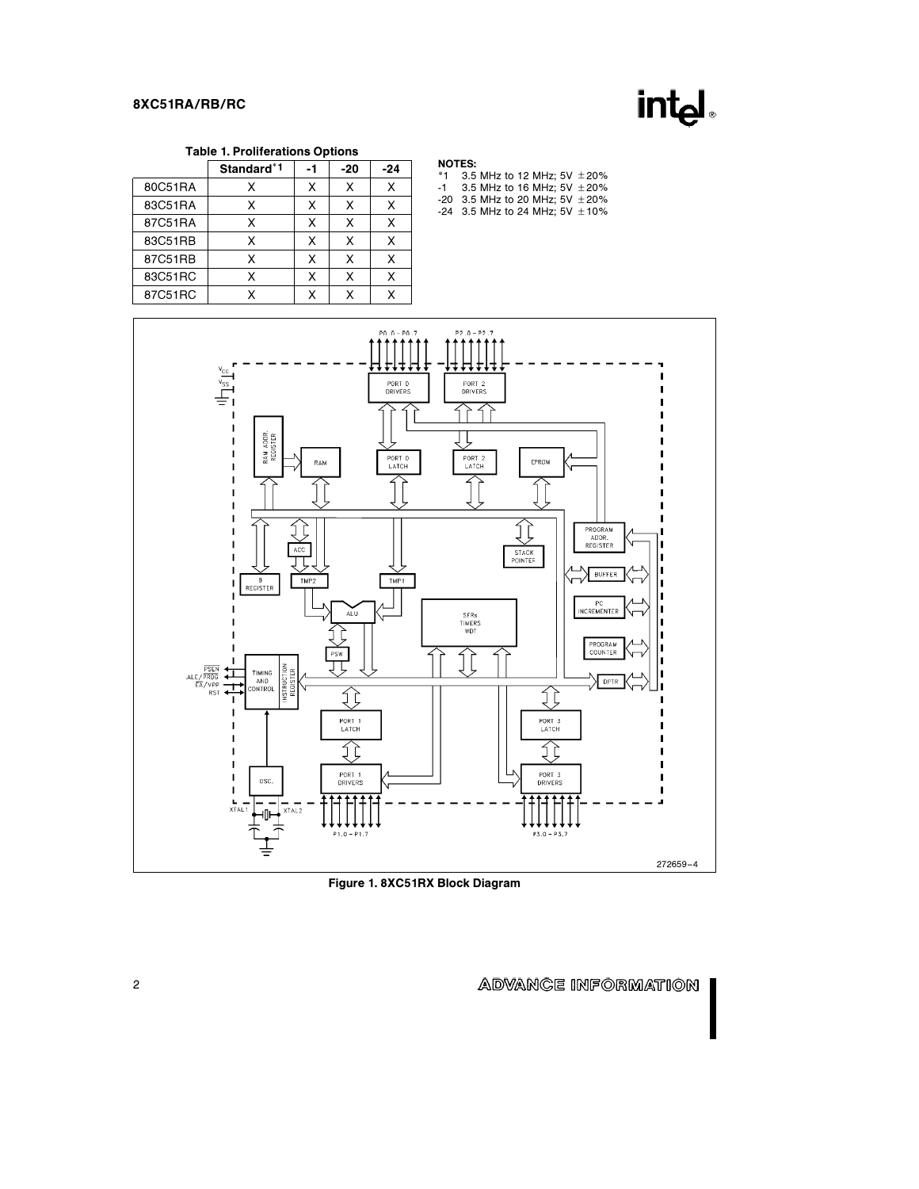**Table 1. Proliferations Options**

| | Standard[*1] | -1 | -20 | -24 |
|---|---|---|---|---|
| 80C51RA | X | X | X | X |
| 83C51RA | X | X | X | X |
| 87C51RA | X | X | X | X |
| 83C51RB | X | X | X | X |
| 87C51RB | X | X | X | X |
| 83C51RC | X | X | X | X |
| 87C51RC | X | X | X | X |

**NOTES:**

*1 3.5 MHz to 12 MHz; 5V ±20%

-1 3.5 MHz to 16 MHz; 5V ±20%

-20 3.5 MHz to 20 MHz; 5V ±20%

-24 3.5 MHz to 24 MHz; 5V ±10%

272659–4

**Figure 1. 8XC51RX Block Diagram**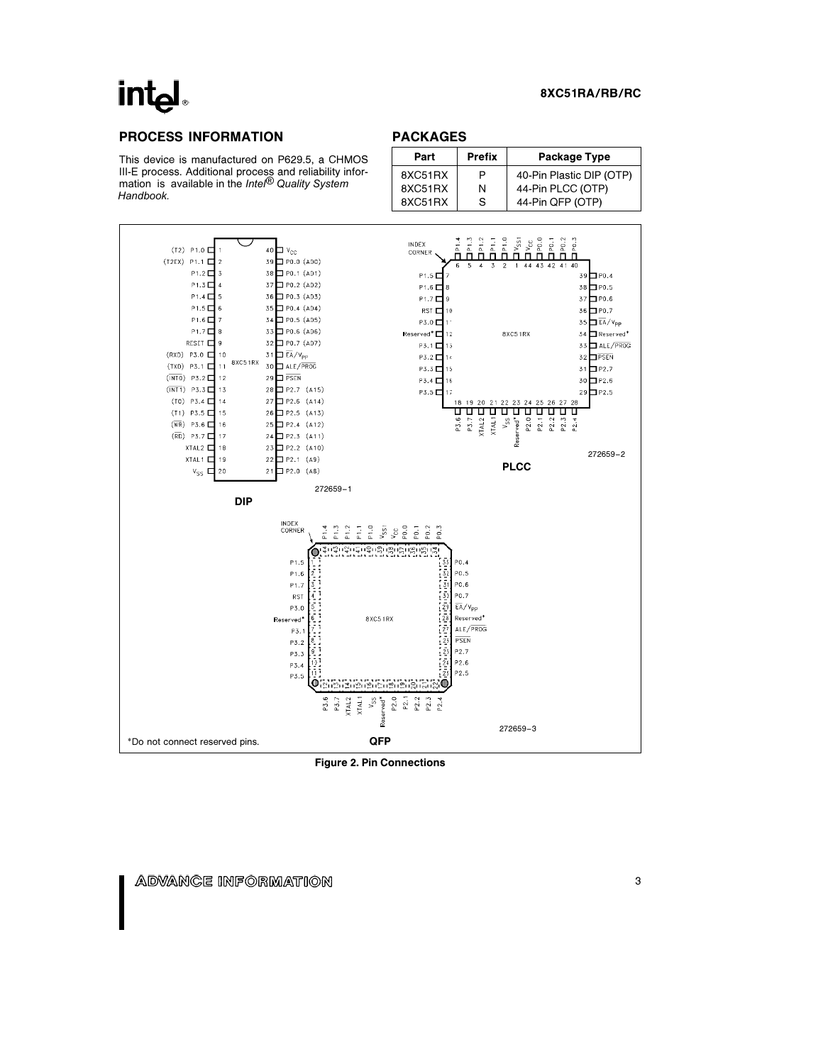## PROCESS INFORMATION

This device is manufactured on P629.5, a CHMOS III-E process. Additional process and reliability information is available in the *Intel® Quality System Handbook.*

## PACKAGES

| Part | Prefix | Package Type |
|---|---|---|
| 8XC51RX | P | 40-Pin Plastic DIP (OTP) |
| 8XC51RX | N | 44-Pin PLCC (OTP) |
| 8XC51RX | S | 44-Pin QFP (OTP) |

272659–1

**DIP**

272659–2

**PLCC**

272659–3

**QFP**

*Do not connect reserved pins.

**Figure 2. Pin Connections**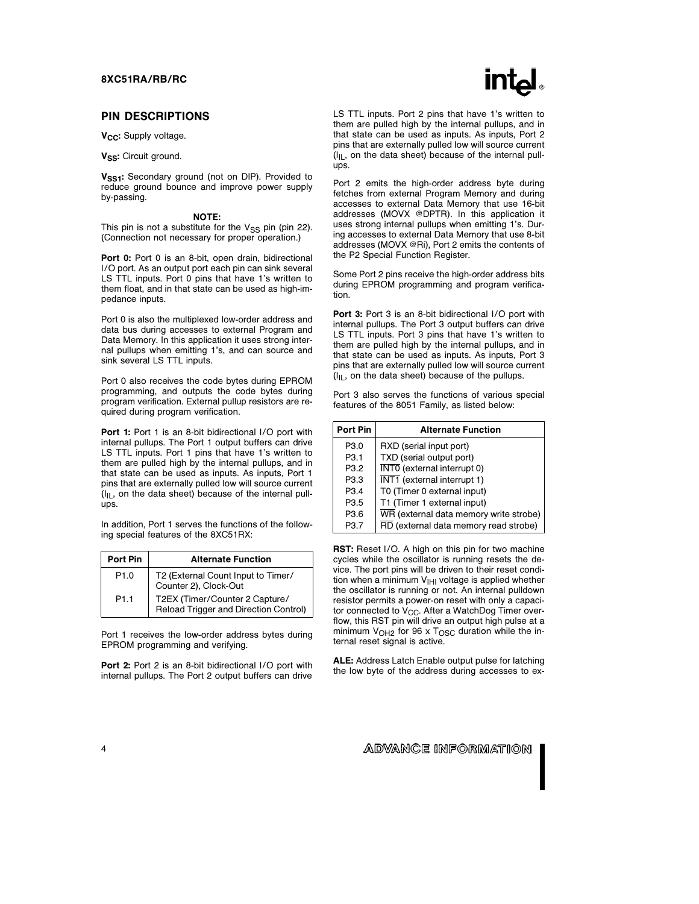## PIN DESCRIPTIONS

**$V_{CC}$:** Supply voltage.

**$V_{SS}$:** Circuit ground.

**$V_{SS1}$:** Secondary ground (not on DIP). Provided to reduce ground bounce and improve power supply by-passing.

**NOTE:**
This pin is not a substitute for the $V_{SS}$ pin (pin 22). (Connection not necessary for proper operation.)

**Port 0:** Port 0 is an 8-bit, open drain, bidirectional I/O port. As an output port each pin can sink several LS TTL inputs. Port 0 pins that have 1's written to them float, and in that state can be used as high-impedance inputs.

Port 0 is also the multiplexed low-order address and data bus during accesses to external Program and Data Memory. In this application it uses strong internal pullups when emitting 1's, and can source and sink several LS TTL inputs.

Port 0 also receives the code bytes during EPROM programming, and outputs the code bytes during program verification. External pullup resistors are required during program verification.

**Port 1:** Port 1 is an 8-bit bidirectional I/O port with internal pullups. The Port 1 output buffers can drive LS TTL inputs. Port 1 pins that have 1's written to them are pulled high by the internal pullups, and in that state can be used as inputs. As inputs, Port 1 pins that are externally pulled low will source current ($I_{IL}$, on the data sheet) because of the internal pullups.

In addition, Port 1 serves the functions of the following special features of the 8XC51RX:

| Port Pin | Alternate Function |
|---|---|
| P1.0 | T2 (External Count Input to Timer/Counter 2), Clock-Out |
| P1.1 | T2EX (Timer/Counter 2 Capture/Reload Trigger and Direction Control) |

Port 1 receives the low-order address bytes during EPROM programming and verifying.

**Port 2:** Port 2 is an 8-bit bidirectional I/O port with internal pullups. The Port 2 output buffers can drive LS TTL inputs. Port 2 pins that have 1's written to them are pulled high by the internal pullups, and in that state can be used as inputs. As inputs, Port 2 pins that are externally pulled low will source current ($I_{IL}$, on the data sheet) because of the internal pullups.

Port 2 emits the high-order address byte during fetches from external Program Memory and during accesses to external Data Memory that use 16-bit addresses (MOVX @DPTR). In this application it uses strong internal pullups when emitting 1's. During accesses to external Data Memory that use 8-bit addresses (MOVX @Ri), Port 2 emits the contents of the P2 Special Function Register.

Some Port 2 pins receive the high-order address bits during EPROM programming and program verification.

**Port 3:** Port 3 is an 8-bit bidirectional I/O port with internal pullups. The Port 3 output buffers can drive LS TTL inputs. Port 3 pins that have 1's written to them are pulled high by the internal pullups, and in that state can be used as inputs. As inputs, Port 3 pins that are externally pulled low will source current ($I_{IL}$, on the data sheet) because of the pullups.

Port 3 also serves the functions of various special features of the 8051 Family, as listed below:

| Port Pin | Alternate Function |
|---|---|
| P3.0 | RXD (serial input port) |
| P3.1 | TXD (serial output port) |
| P3.2 | $\overline{INT0}$ (external interrupt 0) |
| P3.3 | $\overline{INT1}$ (external interrupt 1) |
| P3.4 | T0 (Timer 0 external input) |
| P3.5 | T1 (Timer 1 external input) |
| P3.6 | $\overline{WR}$ (external data memory write strobe) |
| P3.7 | $\overline{RD}$ (external data memory read strobe) |

**RST:** Reset I/O. A high on this pin for two machine cycles while the oscillator is running resets the device. The port pins will be driven to their reset condition when a minimum $V_{IH1}$ voltage is applied whether the oscillator is running or not. An internal pulldown resistor permits a power-on reset with only a capacitor connected to $V_{CC}$. After a WatchDog Timer overflow, this RST pin will drive an output high pulse at a minimum $V_{OH2}$ for 96 x $T_{OSC}$ duration while the internal reset signal is active.

**ALE:** Address Latch Enable output pulse for latching the low byte of the address during accesses to ex-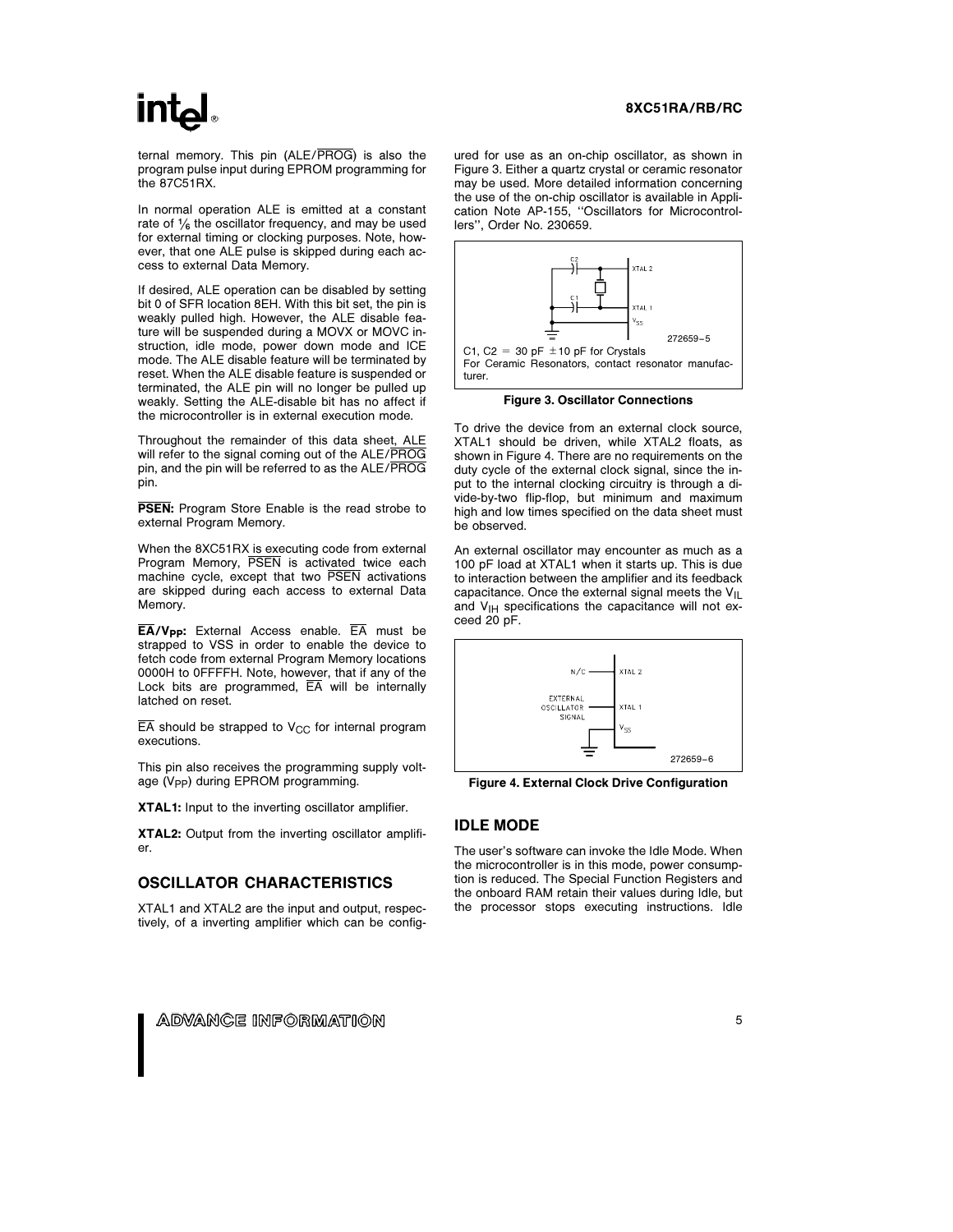ternal memory. This pin (ALE/$\overline{PROG}$) is also the program pulse input during EPROM programming for the 87C51RX.

In normal operation ALE is emitted at a constant rate of 1/6 the oscillator frequency, and may be used for external timing or clocking purposes. Note, however, that one ALE pulse is skipped during each access to external Data Memory.

If desired, ALE operation can be disabled by setting bit 0 of SFR location 8EH. With this bit set, the pin is weakly pulled high. However, the ALE disable feature will be suspended during a MOVX or MOVC instruction, idle mode, power down mode and ICE mode. The ALE disable feature will be terminated by reset. When the ALE disable feature is suspended or terminated, the ALE pin will no longer be pulled up weakly. Setting the ALE-disable bit has no affect if the microcontroller is in external execution mode.

Throughout the remainder of this data sheet, ALE will refer to the signal coming out of the ALE/$\overline{PROG}$ pin, and the pin will be referred to as the ALE/$\overline{PROG}$ pin.

**$\overline{PSEN}$:** Program Store Enable is the read strobe to external Program Memory.

When the 8XC51RX is executing code from external Program Memory, $\overline{PSEN}$ is activated twice each machine cycle, except that two $\overline{PSEN}$ activations are skipped during each access to external Data Memory.

**$\overline{EA}$/$V_{PP}$:** External Access enable. $\overline{EA}$ must be strapped to VSS in order to enable the device to fetch code from external Program Memory locations 0000H to 0FFFFH. Note, however, that if any of the Lock bits are programmed, $\overline{EA}$ will be internally latched on reset.

$\overline{EA}$ should be strapped to $V_{CC}$ for internal program executions.

This pin also receives the programming supply voltage ($V_{PP}$) during EPROM programming.

**XTAL1:** Input to the inverting oscillator amplifier.

**XTAL2:** Output from the inverting oscillator amplifier.

## OSCILLATOR CHARACTERISTICS

XTAL1 and XTAL2 are the input and output, respectively, of a inverting amplifier which can be configured for use as an on-chip oscillator, as shown in Figure 3. Either a quartz crystal or ceramic resonator may be used. More detailed information concerning the use of the on-chip oscillator is available in Application Note AP-155, "Oscillators for Microcontrollers", Order No. 230659.

C1, C2 = 30 pF ±10 pF for Crystals
For Ceramic Resonators, contact resonator manufacturer.

**Figure 3. Oscillator Connections**

To drive the device from an external clock source, XTAL1 should be driven, while XTAL2 floats, as shown in Figure 4. There are no requirements on the duty cycle of the external clock signal, since the input to the internal clocking circuitry is through a divide-by-two flip-flop, but minimum and maximum high and low times specified on the data sheet must be observed.

An external oscillator may encounter as much as a 100 pF load at XTAL1 when it starts up. This is due to interaction between the amplifier and its feedback capacitance. Once the external signal meets the $V_{IL}$ and $V_{IH}$ specifications the capacitance will not exceed 20 pF.

**Figure 4. External Clock Drive Configuration**

## IDLE MODE

The user's software can invoke the Idle Mode. When the microcontroller is in this mode, power consumption is reduced. The Special Function Registers and the onboard RAM retain their values during Idle, but the processor stops executing instructions. Idle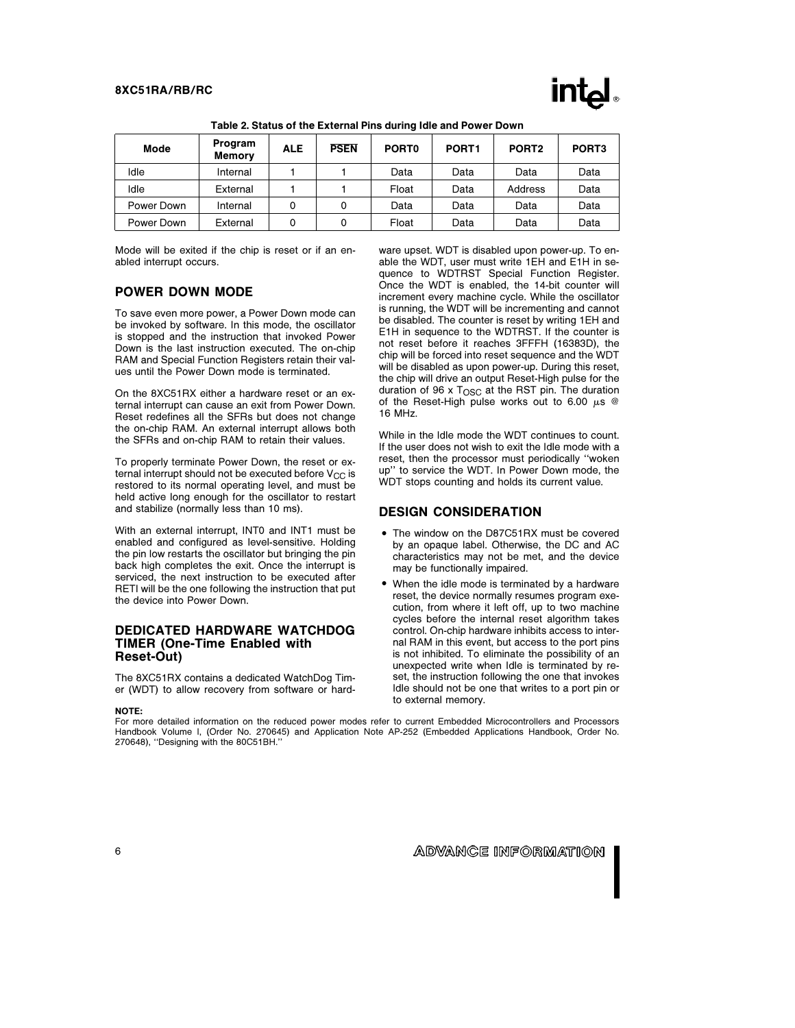**Table 2. Status of the External Pins during Idle and Power Down**

| Mode | Program Memory | ALE | $\overline{\text{PSEN}}$ | PORT0 | PORT1 | PORT2 | PORT3 |
|---|---|---|---|---|---|---|---|
| Idle | Internal | 1 | 1 | Data | Data | Data | Data |
| Idle | External | 1 | 1 | Float | Data | Address | Data |
| Power Down | Internal | 0 | 0 | Data | Data | Data | Data |
| Power Down | External | 0 | 0 | Float | Data | Data | Data |

Mode will be exited if the chip is reset or if an enabled interrupt occurs.

## POWER DOWN MODE

To save even more power, a Power Down mode can be invoked by software. In this mode, the oscillator is stopped and the instruction that invoked Power Down is the last instruction executed. The on-chip RAM and Special Function Registers retain their values until the Power Down mode is terminated.

On the 8XC51RX either a hardware reset or an external interrupt can cause an exit from Power Down. Reset redefines all the SFRs but does not change the on-chip RAM. An external interrupt allows both the SFRs and on-chip RAM to retain their values.

To properly terminate Power Down, the reset or external interrupt should not be executed before $V_{CC}$ is restored to its normal operating level, and must be held active long enough for the oscillator to restart and stabilize (normally less than 10 ms).

With an external interrupt, INT0 and INT1 must be enabled and configured as level-sensitive. Holding the pin low restarts the oscillator but bringing the pin back high completes the exit. Once the interrupt is serviced, the next instruction to be executed after RETI will be the one following the instruction that put the device into Power Down.

## DEDICATED HARDWARE WATCHDOG TIMER (One-Time Enabled with Reset-Out)

The 8XC51RX contains a dedicated WatchDog Timer (WDT) to allow recovery from software or hardware upset. WDT is disabled upon power-up. To enable the WDT, user must write 1EH and E1H in sequence to WDTRST Special Function Register. Once the WDT is enabled, the 14-bit counter will increment every machine cycle. While the oscillator is running, the WDT will be incrementing and cannot be disabled. The counter is reset by writing 1EH and E1H in sequence to the WDTRST. If the counter is not reset before it reaches 3FFFH (16383D), the chip will be forced into reset sequence and the WDT will be disabled as upon power-up. During this reset, the chip will drive an output Reset-High pulse for the duration of 96 x $T_{OSC}$ at the RST pin. The duration of the Reset-High pulse works out to 6.00 $\mu$s @ 16 MHz.

While in the Idle mode the WDT continues to count. If the user does not wish to exit the Idle mode with a reset, then the processor must periodically ''woken up'' to service the WDT. In Power Down mode, the WDT stops counting and holds its current value.

## DESIGN CONSIDERATION

- The window on the D87C51RX must be covered by an opaque label. Otherwise, the DC and AC characteristics may not be met, and the device may be functionally impaired.
- When the idle mode is terminated by a hardware reset, the device normally resumes program execution, from where it left off, up to two machine cycles before the internal reset algorithm takes control. On-chip hardware inhibits access to internal RAM in this event, but access to the port pins is not inhibited. To eliminate the possibility of an unexpected write when Idle is terminated by reset, the instruction following the one that invokes Idle should not be one that writes to a port pin or to external memory.

**NOTE:**
For more detailed information on the reduced power modes refer to current Embedded Microcontrollers and Processors Handbook Volume I, (Order No. 270645) and Application Note AP-252 (Embedded Applications Handbook, Order No. 270648), ''Designing with the 80C51BH.''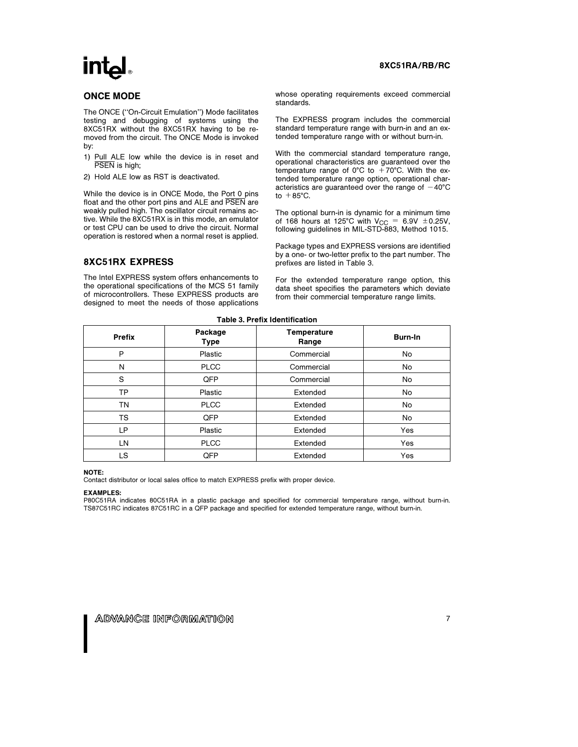## ONCE MODE

The ONCE ("On-Circuit Emulation") Mode facilitates testing and debugging of systems using the 8XC51RX without the 8XC51RX having to be removed from the circuit. The ONCE Mode is invoked by:

1) Pull ALE low while the device is in reset and $\overline{PSEN}$ is high;
2) Hold ALE low as RST is deactivated.

While the device is in ONCE Mode, the Port 0 pins float and the other port pins and ALE and $\overline{PSEN}$ are weakly pulled high. The oscillator circuit remains active. While the 8XC51RX is in this mode, an emulator or test CPU can be used to drive the circuit. Normal operation is restored when a normal reset is applied.

## 8XC51RX EXPRESS

The Intel EXPRESS system offers enhancements to the operational specifications of the MCS 51 family of microcontrollers. These EXPRESS products are designed to meet the needs of those applications whose operating requirements exceed commercial standards.

The EXPRESS program includes the commercial standard temperature range with burn-in and an extended temperature range with or without burn-in.

With the commercial standard temperature range, operational characteristics are guaranteed over the temperature range of 0°C to +70°C. With the extended temperature range option, operational characteristics are guaranteed over the range of −40°C to +85°C.

The optional burn-in is dynamic for a minimum time of 168 hours at 125°C with $V_{CC}$ = 6.9V ±0.25V, following guidelines in MIL-STD-883, Method 1015.

Package types and EXPRESS versions are identified by a one- or two-letter prefix to the part number. The prefixes are listed in Table 3.

For the extended temperature range option, this data sheet specifies the parameters which deviate from their commercial temperature range limits.

**Table 3. Prefix Identification**

| Prefix | Package Type | Temperature Range | Burn-In |
|---|---|---|---|
| P | Plastic | Commercial | No |
| N | PLCC | Commercial | No |
| S | QFP | Commercial | No |
| TP | Plastic | Extended | No |
| TN | PLCC | Extended | No |
| TS | QFP | Extended | No |
| LP | Plastic | Extended | Yes |
| LN | PLCC | Extended | Yes |
| LS | QFP | Extended | Yes |

**NOTE:**
Contact distributor or local sales office to match EXPRESS prefix with proper device.

**EXAMPLES:**
P80C51RA indicates 80C51RA in a plastic package and specified for commercial temperature range, without burn-in.
TS87C51RC indicates 87C51RC in a QFP package and specified for extended temperature range, without burn-in.

ADVANCE INFORMATION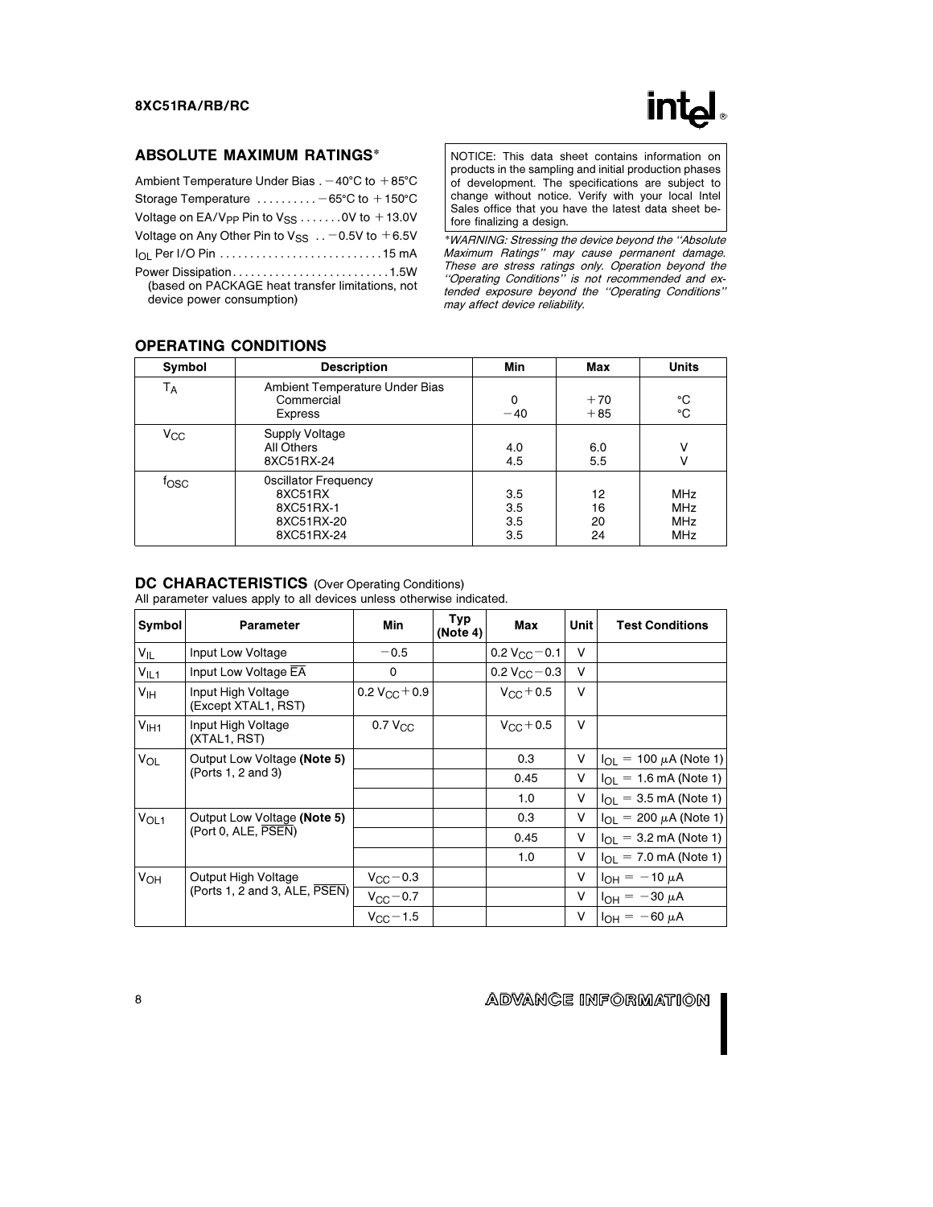## ABSOLUTE MAXIMUM RATINGS*

Ambient Temperature Under Bias . −40°C to +85°C

Storage Temperature .......... −65°C to +150°C

Voltage on EA/$V_{PP}$ Pin to $V_{SS}$ ....... 0V to +13.0V

Voltage on Any Other Pin to $V_{SS}$ .. −0.5V to +6.5V

$I_{OL}$ Per I/O Pin ........................... 15 mA

Power Dissipation.......................... 1.5W
(based on PACKAGE heat transfer limitations, not device power consumption)

NOTICE: This data sheet contains information on products in the sampling and initial production phases of development. The specifications are subject to change without notice. Verify with your local Intel Sales office that you have the latest data sheet before finalizing a design.

**WARNING: Stressing the device beyond the "Absolute Maximum Ratings" may cause permanent damage. These are stress ratings only. Operation beyond the "Operating Conditions" is not recommended and extended exposure beyond the "Operating Conditions" may affect device reliability.*

## OPERATING CONDITIONS

| Symbol | Description | Min | Max | Units |
|---|---|---|---|---|
| $T_A$ | Ambient Temperature Under Bias<br>Commercial<br>Express | <br>0<br>−40 | <br>+70<br>+85 | <br>°C<br>°C |
| $V_{CC}$ | Supply Voltage<br>All Others<br>8XC51RX-24 | <br>4.0<br>4.5 | <br>6.0<br>5.5 | <br>V<br>V |
| $f_{OSC}$ | Oscillator Frequency<br>8XC51RX<br>8XC51RX-1<br>8XC51RX-20<br>8XC51RX-24 | <br>3.5<br>3.5<br>3.5<br>3.5 | <br>12<br>16<br>20<br>24 | <br>MHz<br>MHz<br>MHz<br>MHz |

## DC CHARACTERISTICS (Over Operating Conditions)

All parameter values apply to all devices unless otherwise indicated.

| Symbol | Parameter | Min | Typ (Note 4) | Max | Unit | Test Conditions |
|---|---|---|---|---|---|---|
| $V_{IL}$ | Input Low Voltage | −0.5 | | 0.2 $V_{CC}$ − 0.1 | V | |
| $V_{IL1}$ | Input Low Voltage $\overline{EA}$ | 0 | | 0.2 $V_{CC}$ − 0.3 | V | |
| $V_{IH}$ | Input High Voltage (Except XTAL1, RST) | 0.2 $V_{CC}$ + 0.9 | | $V_{CC}$ + 0.5 | V | |
| $V_{IH1}$ | Input High Voltage (XTAL1, RST) | 0.7 $V_{CC}$ | | $V_{CC}$ + 0.5 | V | |
| $V_{OL}$ | Output Low Voltage **(Note 5)** (Ports 1, 2 and 3) | | | 0.3 | V | $I_{OL}$ = 100 μA (Note 1) |
| | | | | 0.45 | V | $I_{OL}$ = 1.6 mA (Note 1) |
| | | | | 1.0 | V | $I_{OL}$ = 3.5 mA (Note 1) |
| $V_{OL1}$ | Output Low Voltage **(Note 5)** (Port 0, ALE, $\overline{PSEN}$) | | | 0.3 | V | $I_{OL}$ = 200 μA (Note 1) |
| | | | | 0.45 | V | $I_{OL}$ = 3.2 mA (Note 1) |
| | | | | 1.0 | V | $I_{OL}$ = 7.0 mA (Note 1) |
| $V_{OH}$ | Output High Voltage (Ports 1, 2 and 3, ALE, $\overline{PSEN}$) | $V_{CC}$ − 0.3 | | | V | $I_{OH}$ = −10 μA |
| | | $V_{CC}$ − 0.7 | | | V | $I_{OH}$ = −30 μA |
| | | $V_{CC}$ − 1.5 | | | V | $I_{OH}$ = −60 μA |

ADVANCE INFORMATION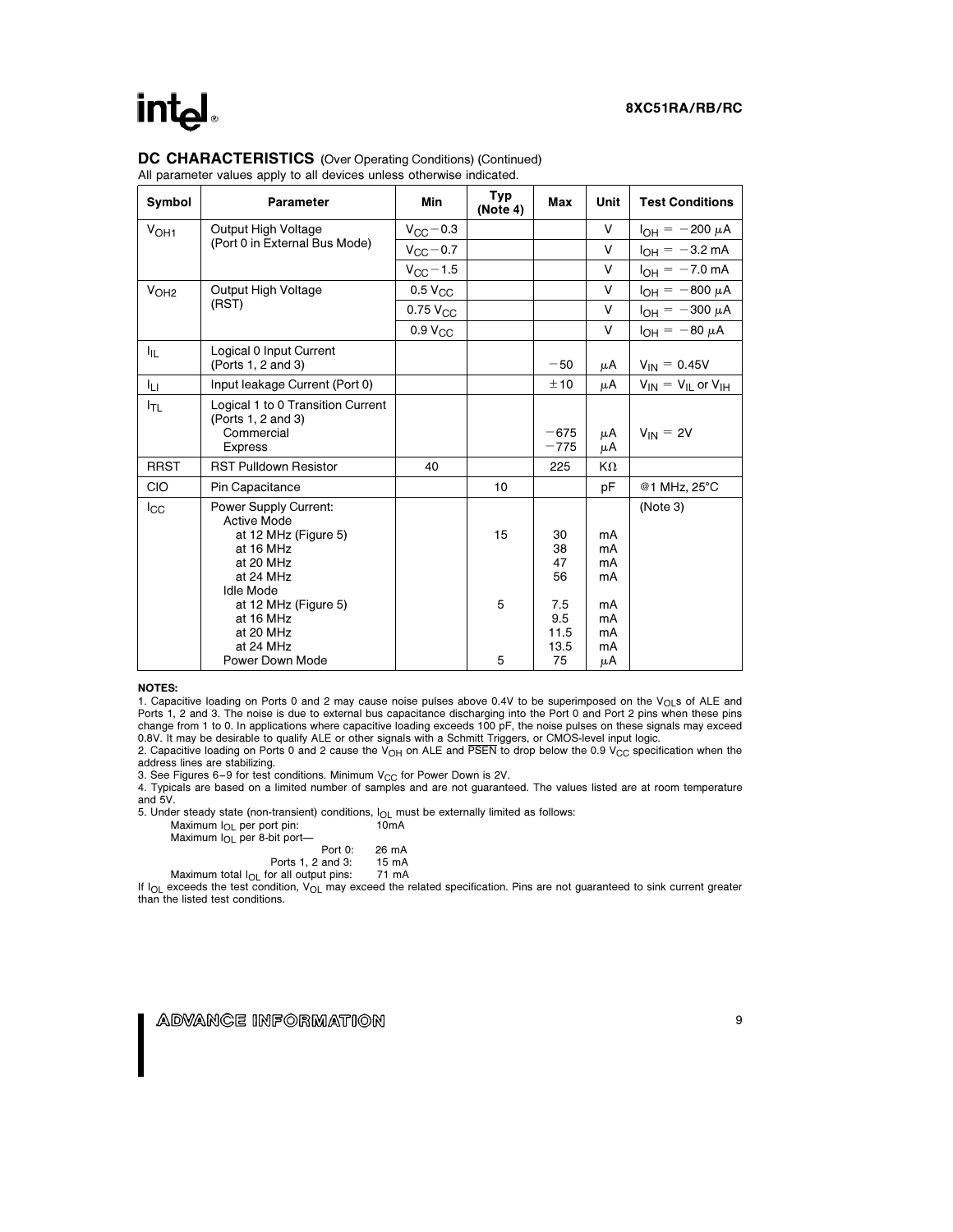## DC CHARACTERISTICS (Over Operating Conditions) (Continued)

All parameter values apply to all devices unless otherwise indicated.

| Symbol | Parameter | Min | Typ (Note 4) | Max | Unit | Test Conditions |
|---|---|---|---|---|---|---|
| $V_{OH1}$ | Output High Voltage (Port 0 in External Bus Mode) | $V_{CC} - 0.3$ | | | V | $I_{OH} = -200\ \mu A$ |
| | | $V_{CC} - 0.7$ | | | V | $I_{OH} = -3.2$ mA |
| | | $V_{CC} - 1.5$ | | | V | $I_{OH} = -7.0$ mA |
| $V_{OH2}$ | Output High Voltage (RST) | $0.5\ V_{CC}$ | | | V | $I_{OH} = -800\ \mu A$ |
| | | $0.75\ V_{CC}$ | | | V | $I_{OH} = -300\ \mu A$ |
| | | $0.9\ V_{CC}$ | | | V | $I_{OH} = -80\ \mu A$ |
| $I_{IL}$ | Logical 0 Input Current (Ports 1, 2 and 3) | | | −50 | μA | $V_{IN} = 0.45V$ |
| $I_{LI}$ | Input leakage Current (Port 0) | | | ±10 | μA | $V_{IN} = V_{IL}$ or $V_{IH}$ |
| $I_{TL}$ | Logical 1 to 0 Transition Current (Ports 1, 2 and 3)<br>Commercial<br>Express | | | <br><br>−675<br>−775 | <br><br>μA<br>μA | $V_{IN} = 2V$ |
| RRST | RST Pulldown Resistor | 40 | | 225 | KΩ | |
| CIO | Pin Capacitance | | 10 | | pF | @1 MHz, 25°C |
| $I_{CC}$ | Power Supply Current:<br>Active Mode<br>at 12 MHz (Figure 5)<br>at 16 MHz<br>at 20 MHz<br>at 24 MHz<br>Idle Mode<br>at 12 MHz (Figure 5)<br>at 16 MHz<br>at 20 MHz<br>at 24 MHz<br>Power Down Mode | | <br><br>15<br><br><br><br><br>5<br><br><br><br>5 | <br><br>30<br>38<br>47<br>56<br><br>7.5<br>9.5<br>11.5<br>13.5<br>75 | <br><br>mA<br>mA<br>mA<br>mA<br><br>mA<br>mA<br>mA<br>mA<br>μA | (Note 3) |

**NOTES:**

1. Capacitive loading on Ports 0 and 2 may cause noise pulses above 0.4V to be superimposed on the $V_{OL}$s of ALE and Ports 1, 2 and 3. The noise is due to external bus capacitance discharging into the Port 0 and Port 2 pins when these pins change from 1 to 0. In applications where capacitive loading exceeds 100 pF, the noise pulses on these signals may exceed 0.8V. It may be desirable to qualify ALE or other signals with a Schmitt Triggers, or CMOS-level input logic.
2. Capacitive loading on Ports 0 and 2 cause the $V_{OH}$ on ALE and $\overline{PSEN}$ to drop below the 0.9 $V_{CC}$ specification when the address lines are stabilizing.
3. See Figures 6–9 for test conditions. Minimum $V_{CC}$ for Power Down is 2V.
4. Typicals are based on a limited number of samples and are not guaranteed. The values listed are at room temperature and 5V.
5. Under steady state (non-transient) conditions, $I_{OL}$ must be externally limited as follows:
   Maximum $I_{OL}$ per port pin: 10mA
   Maximum $I_{OL}$ per 8-bit port—
   Port 0: 26 mA
   Ports 1, 2 and 3: 15 mA
   Maximum total $I_{OL}$ for all output pins: 71 mA

If $I_{OL}$ exceeds the test condition, $V_{OL}$ may exceed the related specification. Pins are not guaranteed to sink current greater than the listed test conditions.

ADVANCE INFORMATION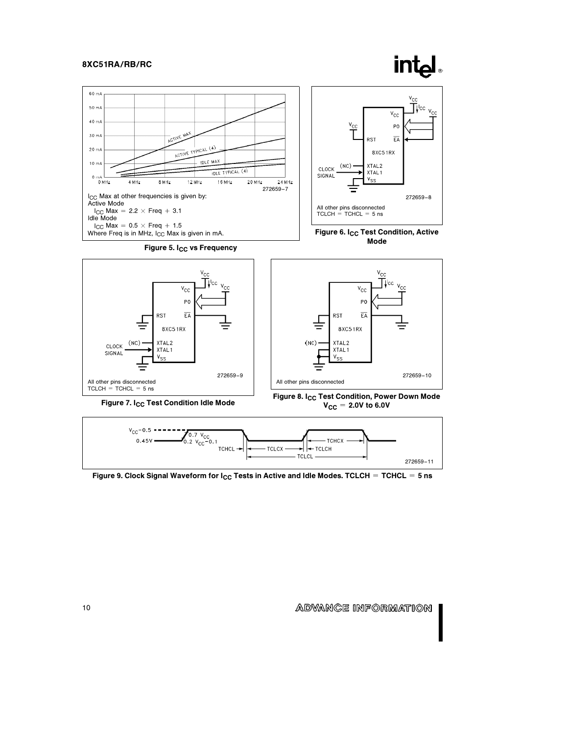$I_{CC}$ Max at other frequencies is given by:
Active Mode
$I_{CC}$ Max = 2.2 × Freq + 3.1
Idle Mode
$I_{CC}$ Max = 0.5 × Freq + 1.5
Where Freq is in MHz, $I_{CC}$ Max is given in mA.

**Figure 5. $I_{CC}$ vs Frequency**

All other pins disconnected
TCLCH = TCHCL = 5 ns

**Figure 6. $I_{CC}$ Test Condition, Active Mode**

All other pins disconnected
TCLCH = TCHCL = 5 ns

**Figure 7. $I_{CC}$ Test Condition Idle Mode**

All other pins disconnected

**Figure 8. $I_{CC}$ Test Condition, Power Down Mode $V_{CC}$ = 2.0V to 6.0V**

**Figure 9. Clock Signal Waveform for $I_{CC}$ Tests in Active and Idle Modes. TCLCH = TCHCL = 5 ns**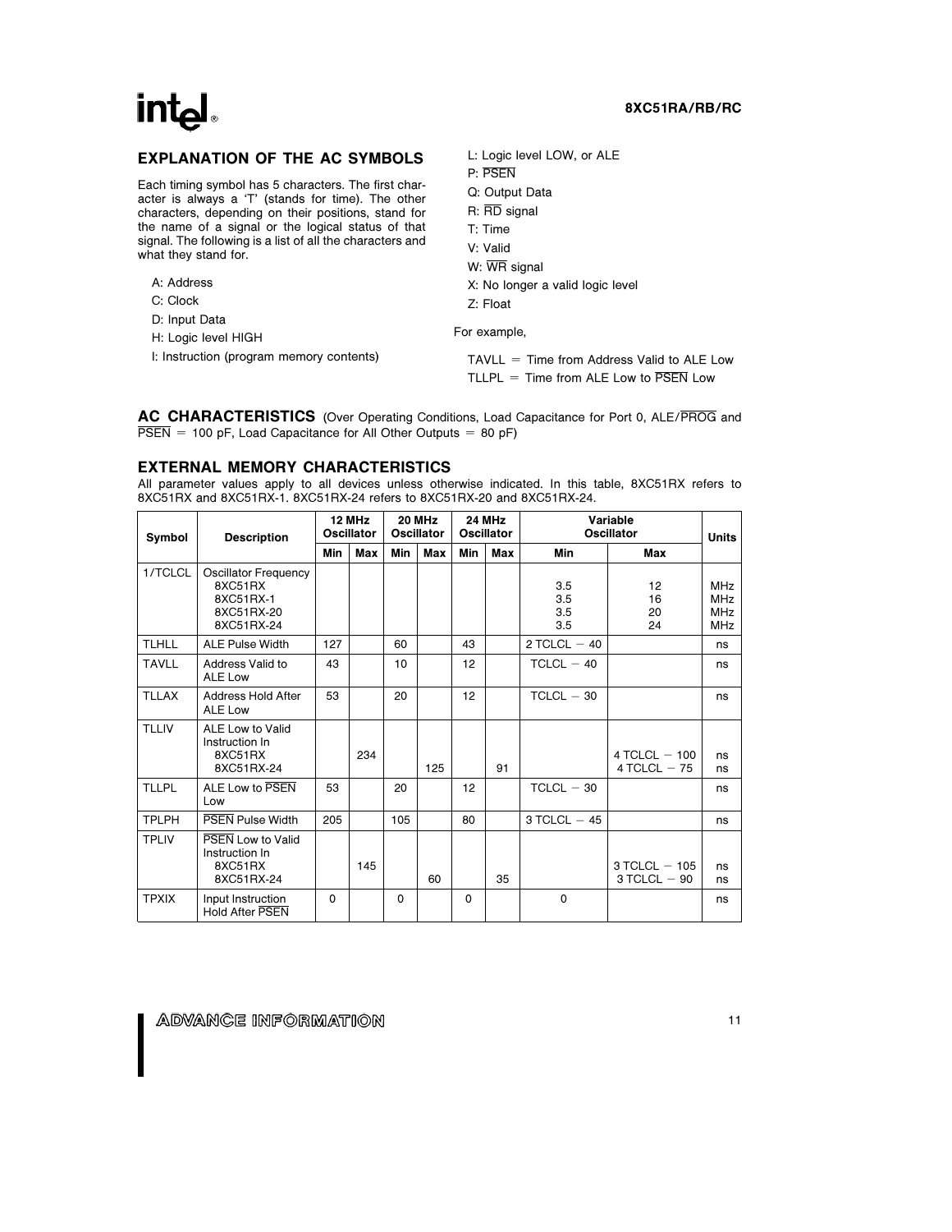## EXPLANATION OF THE AC SYMBOLS

Each timing symbol has 5 characters. The first character is always a 'T' (stands for time). The other characters, depending on their positions, stand for the name of a signal or the logical status of that signal. The following is a list of all the characters and what they stand for.

- A: Address
- C: Clock
- D: Input Data
- H: Logic level HIGH
- I: Instruction (program memory contents)
- L: Logic level LOW, or ALE
- P: $\overline{\text{PSEN}}$
- Q: Output Data
- R: $\overline{\text{RD}}$ signal
- T: Time
- V: Valid
- W: $\overline{\text{WR}}$ signal
- X: No longer a valid logic level
- Z: Float

For example,

TAVLL = Time from Address Valid to ALE Low
TLLPL = Time from ALE Low to $\overline{\text{PSEN}}$ Low

**AC CHARACTERISTICS** (Over Operating Conditions, Load Capacitance for Port 0, ALE/$\overline{\text{PROG}}$ and $\overline{\text{PSEN}}$ = 100 pF, Load Capacitance for All Other Outputs = 80 pF)

## EXTERNAL MEMORY CHARACTERISTICS

All parameter values apply to all devices unless otherwise indicated. In this table, 8XC51RX refers to 8XC51RX and 8XC51RX-1. 8XC51RX-24 refers to 8XC51RX-20 and 8XC51RX-24.

| Symbol | Description | 12 MHz Oscillator | | 20 MHz Oscillator | | 24 MHz Oscillator | | Variable Oscillator | | Units |
|---|---|---|---|---|---|---|---|---|---|---|
| | | Min | Max | Min | Max | Min | Max | Min | Max | |
| 1/TCLCL | Oscillator Frequency<br>8XC51RX<br>8XC51RX-1<br>8XC51RX-20<br>8XC51RX-24 | | | | | | | 3.5<br>3.5<br>3.5<br>3.5 | 12<br>16<br>20<br>24 | MHz<br>MHz<br>MHz<br>MHz |
| TLHLL | ALE Pulse Width | 127 | | 60 | | 43 | | 2 TCLCL − 40 | | ns |
| TAVLL | Address Valid to ALE Low | 43 | | 10 | | 12 | | TCLCL − 40 | | ns |
| TLLAX | Address Hold After ALE Low | 53 | | 20 | | 12 | | TCLCL − 30 | | ns |
| TLLIV | ALE Low to Valid Instruction In<br>8XC51RX<br>8XC51RX-24 | | 234 | | 125 | | 91 | | 4 TCLCL − 100<br>4 TCLCL − 75 | ns<br>ns |
| TLLPL | ALE Low to $\overline{\text{PSEN}}$ Low | 53 | | 20 | | 12 | | TCLCL − 30 | | ns |
| TPLPH | $\overline{\text{PSEN}}$ Pulse Width | 205 | | 105 | | 80 | | 3 TCLCL − 45 | | ns |
| TPLIV | $\overline{\text{PSEN}}$ Low to Valid Instruction In<br>8XC51RX<br>8XC51RX-24 | | 145 | | 60 | | 35 | | 3 TCLCL − 105<br>3 TCLCL − 90 | ns<br>ns |
| TPXIX | Input Instruction Hold After $\overline{\text{PSEN}}$ | 0 | | 0 | | 0 | | 0 | | ns |

ADVANCE INFORMATION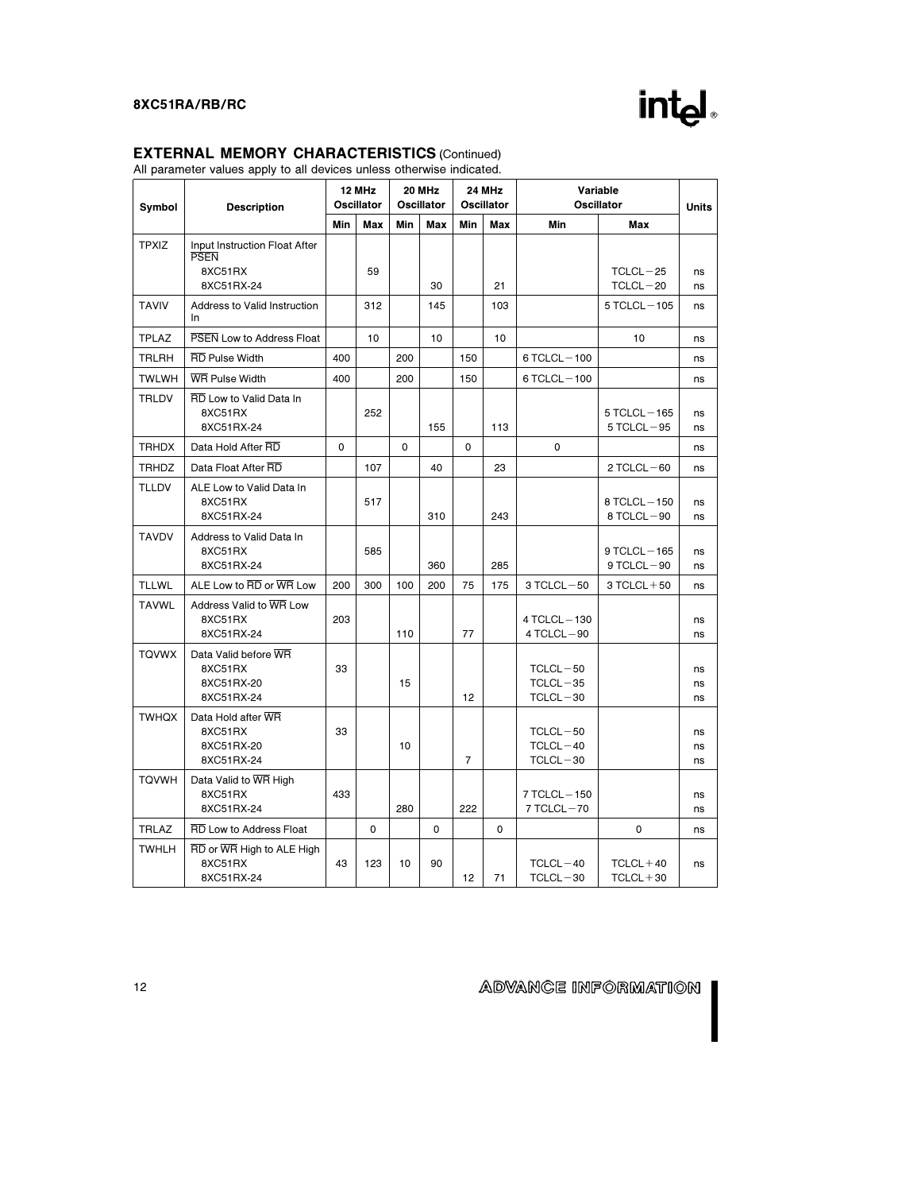## EXTERNAL MEMORY CHARACTERISTICS (Continued)

All parameter values apply to all devices unless otherwise indicated.

| Symbol | Description | 12 MHz Oscillator | | 20 MHz Oscillator | | 24 MHz Oscillator | | Variable Oscillator | | Units |
|---|---|---|---|---|---|---|---|---|---|---|
| | | Min | Max | Min | Max | Min | Max | Min | Max | |
| TPXIZ | Input Instruction Float After $\overline{PSEN}$<br>8XC51RX<br>8XC51RX-24 | | 59 | | 30 | | 21 | | TCLCL−25<br>TCLCL−20 | ns<br>ns |
| TAVIV | Address to Valid Instruction In | | 312 | | 145 | | 103 | | 5 TCLCL−105 | ns |
| TPLAZ | $\overline{PSEN}$ Low to Address Float | | 10 | | 10 | | 10 | | 10 | ns |
| TRLRH | $\overline{RD}$ Pulse Width | 400 | | 200 | | 150 | | 6 TCLCL−100 | | ns |
| TWLWH | $\overline{WR}$ Pulse Width | 400 | | 200 | | 150 | | 6 TCLCL−100 | | ns |
| TRLDV | $\overline{RD}$ Low to Valid Data In<br>8XC51RX<br>8XC51RX-24 | | 252 | | 155 | | 113 | | 5 TCLCL−165<br>5 TCLCL−95 | ns<br>ns |
| TRHDX | Data Hold After $\overline{RD}$ | 0 | | 0 | | 0 | | 0 | | ns |
| TRHDZ | Data Float After $\overline{RD}$ | | 107 | | 40 | | 23 | | 2 TCLCL−60 | ns |
| TLLDV | ALE Low to Valid Data In<br>8XC51RX<br>8XC51RX-24 | | 517 | | 310 | | 243 | | 8 TCLCL−150<br>8 TCLCL−90 | ns<br>ns |
| TAVDV | Address to Valid Data In<br>8XC51RX<br>8XC51RX-24 | | 585 | | 360 | | 285 | | 9 TCLCL−165<br>9 TCLCL−90 | ns<br>ns |
| TLLWL | ALE Low to $\overline{RD}$ or $\overline{WR}$ Low | 200 | 300 | 100 | 200 | 75 | 175 | 3 TCLCL−50 | 3 TCLCL+50 | ns |
| TAVWL | Address Valid to $\overline{WR}$ Low<br>8XC51RX<br>8XC51RX-24 | 203 | | 110 | | 77 | | 4 TCLCL−130<br>4 TCLCL−90 | | ns<br>ns |
| TQVWX | Data Valid before $\overline{WR}$<br>8XC51RX<br>8XC51RX-20<br>8XC51RX-24 | 33 | | 15 | | 12 | | TCLCL−50<br>TCLCL−35<br>TCLCL−30 | | ns<br>ns<br>ns |
| TWHQX | Data Hold after $\overline{WR}$<br>8XC51RX<br>8XC51RX-20<br>8XC51RX-24 | 33 | | 10 | | 7 | | TCLCL−50<br>TCLCL−40<br>TCLCL−30 | | ns<br>ns<br>ns |
| TQVWH | Data Valid to $\overline{WR}$ High<br>8XC51RX<br>8XC51RX-24 | 433 | | 280 | | 222 | | 7 TCLCL−150<br>7 TCLCL−70 | | ns<br>ns |
| TRLAZ | $\overline{RD}$ Low to Address Float | | 0 | | 0 | | 0 | | 0 | ns |
| TWHLH | $\overline{RD}$ or $\overline{WR}$ High to ALE High<br>8XC51RX<br>8XC51RX-24 | 43 | 123 | 10 | 90 | 12 | 71 | TCLCL−40<br>TCLCL−30 | TCLCL+40<br>TCLCL+30 | ns |

ADVANCE INFORMATION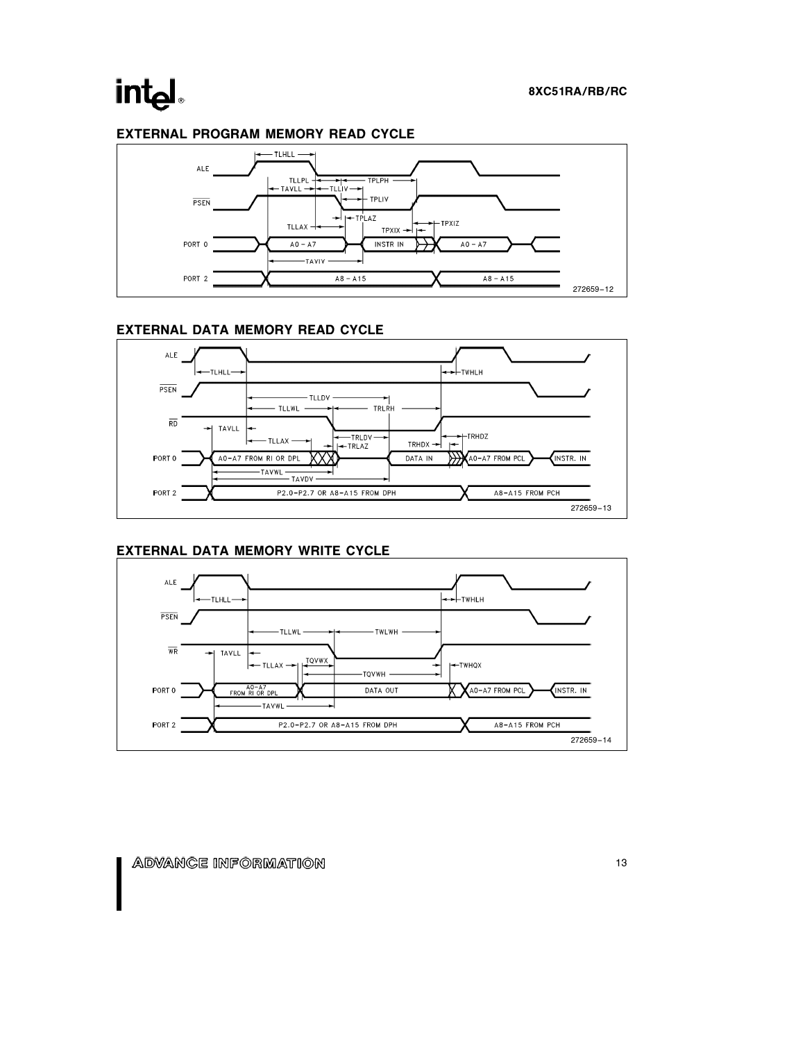## EXTERNAL PROGRAM MEMORY READ CYCLE

ALE

PSEN

PORT 0

PORT 2

TLHLL, TLLPL, TAVLL, TLLIV, TPLPH, TPLIV, TPLAZ, TLLAX, TPXIX, TPXIZ, TAVIV

A0 – A7, INSTR IN, A0 – A7

A8 – A15, A8 – A15

272659–12

## EXTERNAL DATA MEMORY READ CYCLE

ALE

PSEN

RD

PORT 0

PORT 2

TLHLL, TWHLH, TLLDV, TLLWL, TRLRH, TAVLL, TLLAX, TRLDV, TRLAZ, TRHDX, TRHDZ, TAVWL, TAVDV

A0–A7 FROM RI OR DPL, DATA IN, A0–A7 FROM PCL, INSTR. IN

P2.0–P2.7 OR A8–A15 FROM DPH, A8–A15 FROM PCH

272659–13

## EXTERNAL DATA MEMORY WRITE CYCLE

ALE

PSEN

WR

PORT 0

PORT 2

TLHLL, TWHLH, TLLWL, TWLWH, TAVLL, TQVWX, TLLAX, TQVWH, TWHQX, TAVWL

A0–A7 FROM RI OR DPL, DATA OUT, A0–A7 FROM PCL, INSTR. IN

P2.0–P2.7 OR A8–A15 FROM DPH, A8–A15 FROM PCH

272659–14

ADVANCE INFORMATION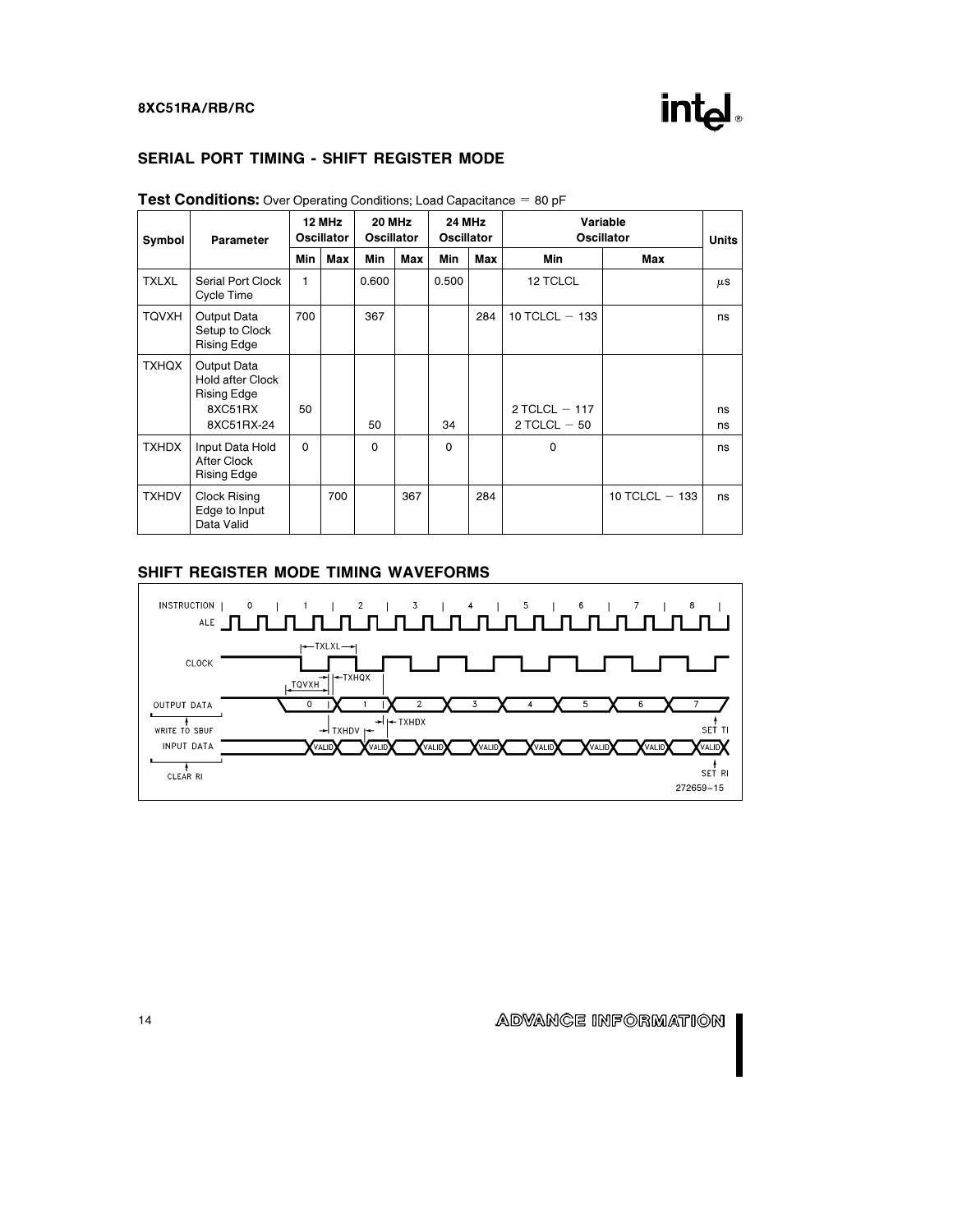## SERIAL PORT TIMING - SHIFT REGISTER MODE

**Test Conditions:** Over Operating Conditions; Load Capacitance = 80 pF

| Symbol | Parameter | 12 MHz Oscillator | | 20 MHz Oscillator | | 24 MHz Oscillator | | Variable Oscillator | | Units |
|---|---|---|---|---|---|---|---|---|---|---|
| | | Min | Max | Min | Max | Min | Max | Min | Max | |
| TXLXL | Serial Port Clock Cycle Time | 1 | | 0.600 | | 0.500 | | 12 TCLCL | | μs |
| TQVXH | Output Data Setup to Clock Rising Edge | 700 | | 367 | | | 284 | 10 TCLCL − 133 | | ns |
| TXHQX | Output Data Hold after Clock Rising Edge 8XC51RX | 50 | | | | | | 2 TCLCL − 117 | | ns |
| | 8XC51RX-24 | | | 50 | | 34 | | 2 TCLCL − 50 | | ns |
| TXHDX | Input Data Hold After Clock Rising Edge | 0 | | 0 | | 0 | | 0 | | ns |
| TXHDV | Clock Rising Edge to Input Data Valid | | 700 | | 367 | | 284 | | 10 TCLCL − 133 | ns |

## SHIFT REGISTER MODE TIMING WAVEFORMS

272659–15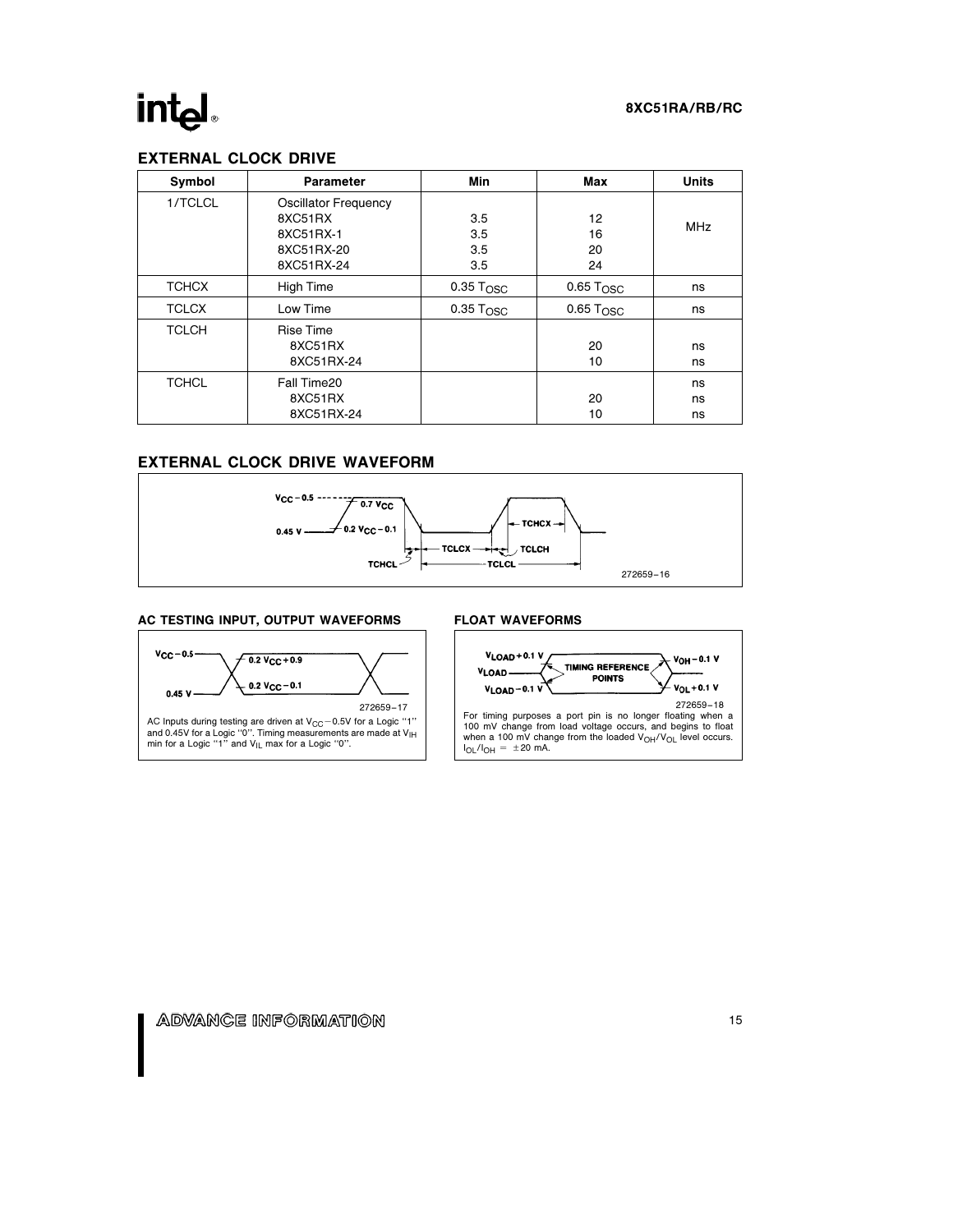## EXTERNAL CLOCK DRIVE

| Symbol | Parameter | Min | Max | Units |
|---|---|---|---|---|
| 1/TCLCL | Oscillator Frequency<br>8XC51RX<br>8XC51RX-1<br>8XC51RX-20<br>8XC51RX-24 | <br>3.5<br>3.5<br>3.5<br>3.5 | <br>12<br>16<br>20<br>24 | MHz |
| TCHCX | High Time | 0.35 $T_{OSC}$ | 0.65 $T_{OSC}$ | ns |
| TCLCX | Low Time | 0.35 $T_{OSC}$ | 0.65 $T_{OSC}$ | ns |
| TCLCH | Rise Time<br>8XC51RX<br>8XC51RX-24 | | <br>20<br>10 | <br>ns<br>ns |
| TCHCL | Fall Time20<br>8XC51RX<br>8XC51RX-24 | | <br>20<br>10 | ns<br>ns<br>ns |

## EXTERNAL CLOCK DRIVE WAVEFORM

$V_{CC} - 0.5$, $0.7\ V_{CC}$, $0.45\ V$, $0.2\ V_{CC} - 0.1$, TCHCX, TCLCX, TCLCH, TCHCL, TCLCL

272659–16

### AC TESTING INPUT, OUTPUT WAVEFORMS

$V_{CC} - 0.5$, $0.2\ V_{CC} + 0.9$, $0.2\ V_{CC} - 0.1$, $0.45\ V$

272659–17

AC Inputs during testing are driven at $V_{CC} - 0.5V$ for a Logic "1" and 0.45V for a Logic "0". Timing measurements are made at $V_{IH}$ min for a Logic "1" and $V_{IL}$ max for a Logic "0".

### FLOAT WAVEFORMS

$V_{LOAD} + 0.1\ V$, $V_{LOAD}$, $V_{LOAD} - 0.1\ V$, TIMING REFERENCE POINTS, $V_{OH} - 0.1\ V$, $V_{OL} + 0.1\ V$

272659–18

For timing purposes a port pin is no longer floating when a 100 mV change from load voltage occurs, and begins to float when a 100 mV change from the loaded $V_{OH}/V_{OL}$ level occurs. $I_{OL}/I_{OH} = \pm 20$ mA.

ADVANCE INFORMATION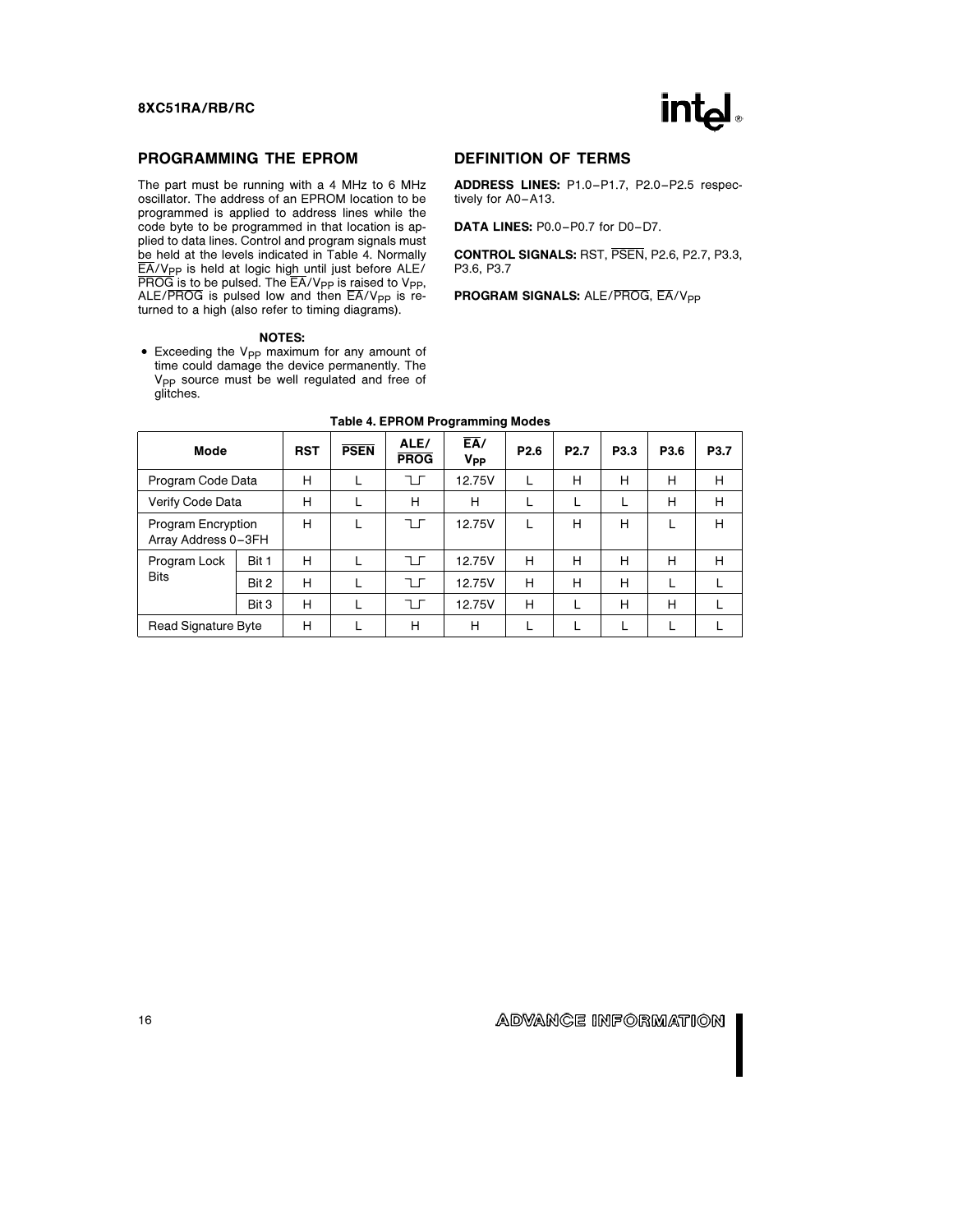## PROGRAMMING THE EPROM

The part must be running with a 4 MHz to 6 MHz oscillator. The address of an EPROM location to be programmed is applied to address lines while the code byte to be programmed in that location is applied to data lines. Control and program signals must be held at the levels indicated in Table 4. Normally $\overline{EA}/V_{PP}$ is held at logic high until just before ALE/$\overline{PROG}$ is to be pulsed. The $\overline{EA}/V_{PP}$ is raised to $V_{PP}$, ALE/$\overline{PROG}$ is pulsed low and then $\overline{EA}/V_{PP}$ is returned to a high (also refer to timing diagrams).

**NOTES:**

- Exceeding the $V_{PP}$ maximum for any amount of time could damage the device permanently. The $V_{PP}$ source must be well regulated and free of glitches.

## DEFINITION OF TERMS

**ADDRESS LINES:** P1.0–P1.7, P2.0–P2.5 respectively for A0–A13.

**DATA LINES:** P0.0–P0.7 for D0–D7.

**CONTROL SIGNALS:** RST, $\overline{PSEN}$, P2.6, P2.7, P3.3, P3.6, P3.7

**PROGRAM SIGNALS:** ALE/$\overline{PROG}$, $\overline{EA}/V_{PP}$

**Table 4. EPROM Programming Modes**

| Mode | | RST | $\overline{PSEN}$ | ALE/$\overline{PROG}$ | $\overline{EA}/V_{PP}$ | P2.6 | P2.7 | P3.3 | P3.6 | P3.7 |
|---|---|---|---|---|---|---|---|---|---|---|
| Program Code Data | | H | L | ⅂⅃ (pulse low) | 12.75V | L | H | H | H | H |
| Verify Code Data | | H | L | H | H | L | L | L | H | H |
| Program Encryption Array Address 0–3FH | | H | L | ⅂⅃ (pulse low) | 12.75V | L | H | H | L | H |
| Program Lock Bits | Bit 1 | H | L | ⅂⅃ (pulse low) | 12.75V | H | H | H | H | H |
| | Bit 2 | H | L | ⅂⅃ (pulse low) | 12.75V | H | H | H | L | L |
| | Bit 3 | H | L | ⅂⅃ (pulse low) | 12.75V | H | L | H | H | L |
| Read Signature Byte | | H | L | H | H | L | L | L | L | L |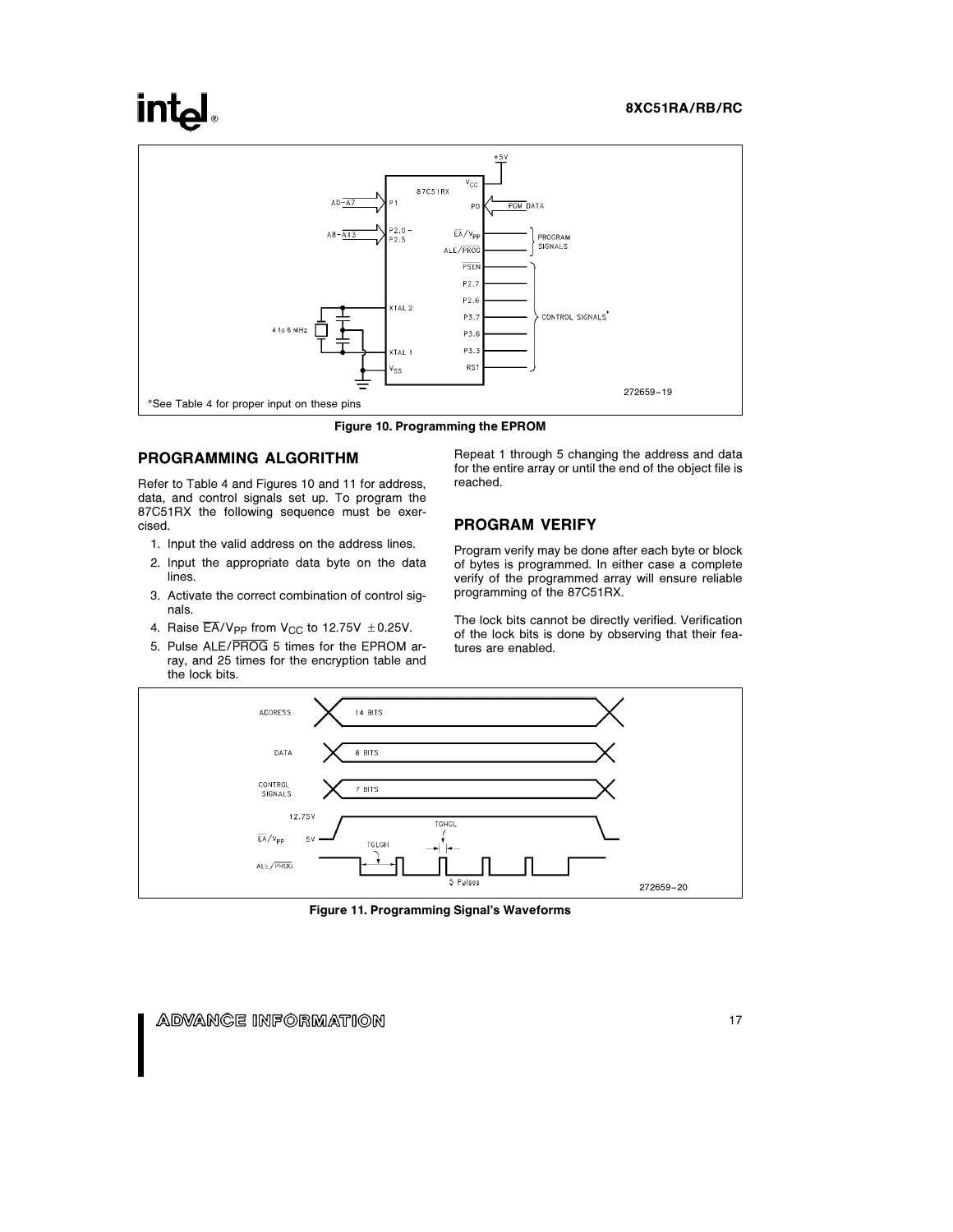*See Table 4 for proper input on these pins

**Figure 10. Programming the EPROM**

## PROGRAMMING ALGORITHM

Refer to Table 4 and Figures 10 and 11 for address, data, and control signals set up. To program the 87C51RX the following sequence must be exercised.

1. Input the valid address on the address lines.
2. Input the appropriate data byte on the data lines.
3. Activate the correct combination of control signals.
4. Raise $\overline{EA}/V_{PP}$ from $V_{CC}$ to 12.75V $\pm$0.25V.
5. Pulse ALE/$\overline{PROG}$ 5 times for the EPROM array, and 25 times for the encryption table and the lock bits.

Repeat 1 through 5 changing the address and data for the entire array or until the end of the object file is reached.

## PROGRAM VERIFY

Program verify may be done after each byte or block of bytes is programmed. In either case a complete verify of the programmed array will ensure reliable programming of the 87C51RX.

The lock bits cannot be directly verified. Verification of the lock bits is done by observing that their features are enabled.

**Figure 11. Programming Signal's Waveforms**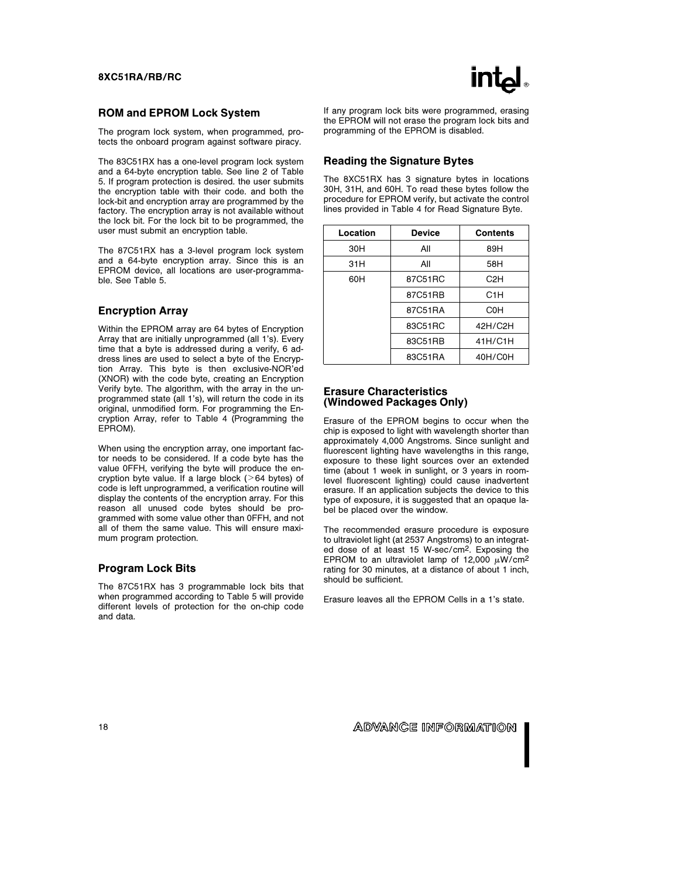## ROM and EPROM Lock System

The program lock system, when programmed, protects the onboard program against software piracy.

The 83C51RX has a one-level program lock system and a 64-byte encryption table. See line 2 of Table 5. If program protection is desired. the user submits the encryption table with their code. and both the lock-bit and encryption array are programmed by the factory. The encryption array is not available without the lock bit. For the lock bit to be programmed, the user must submit an encryption table.

The 87C51RX has a 3-level program lock system and a 64-byte encryption array. Since this is an EPROM device, all locations are user-programmable. See Table 5.

## Encryption Array

Within the EPROM array are 64 bytes of Encryption Array that are initially unprogrammed (all 1's). Every time that a byte is addressed during a verify, 6 address lines are used to select a byte of the Encryption Array. This byte is then exclusive-NOR'ed (XNOR) with the code byte, creating an Encryption Verify byte. The algorithm, with the array in the unprogrammed state (all 1's), will return the code in its original, unmodified form. For programming the Encryption Array, refer to Table 4 (Programming the EPROM).

When using the encryption array, one important factor needs to be considered. If a code byte has the value 0FFH, verifying the byte will produce the encryption byte value. If a large block (>64 bytes) of code is left unprogrammed, a verification routine will display the contents of the encryption array. For this reason all unused code bytes should be programmed with some value other than 0FFH, and not all of them the same value. This will ensure maximum program protection.

## Program Lock Bits

The 87C51RX has 3 programmable lock bits that when programmed according to Table 5 will provide different levels of protection for the on-chip code and data.

If any program lock bits were programmed, erasing the EPROM will not erase the program lock bits and programming of the EPROM is disabled.

## Reading the Signature Bytes

The 8XC51RX has 3 signature bytes in locations 30H, 31H, and 60H. To read these bytes follow the procedure for EPROM verify, but activate the control lines provided in Table 4 for Read Signature Byte.

| Location | Device | Contents |
|---|---|---|
| 30H | All | 89H |
| 31H | All | 58H |
| 60H | 87C51RC | C2H |
| | 87C51RB | C1H |
| | 87C51RA | C0H |
| | 83C51RC | 42H/C2H |
| | 83C51RB | 41H/C1H |
| | 83C51RA | 40H/C0H |

## Erasure Characteristics (Windowed Packages Only)

Erasure of the EPROM begins to occur when the chip is exposed to light with wavelength shorter than approximately 4,000 Angstroms. Since sunlight and fluorescent lighting have wavelengths in this range, exposure to these light sources over an extended time (about 1 week in sunlight, or 3 years in room-level fluorescent lighting) could cause inadvertent erasure. If an application subjects the device to this type of exposure, it is suggested that an opaque label be placed over the window.

The recommended erasure procedure is exposure to ultraviolet light (at 2537 Angstroms) to an integrated dose of at least 15 W-sec/cm$^2$. Exposing the EPROM to an ultraviolet lamp of 12,000 $\mu$W/cm$^2$ rating for 30 minutes, at a distance of about 1 inch, should be sufficient.

Erasure leaves all the EPROM Cells in a 1's state.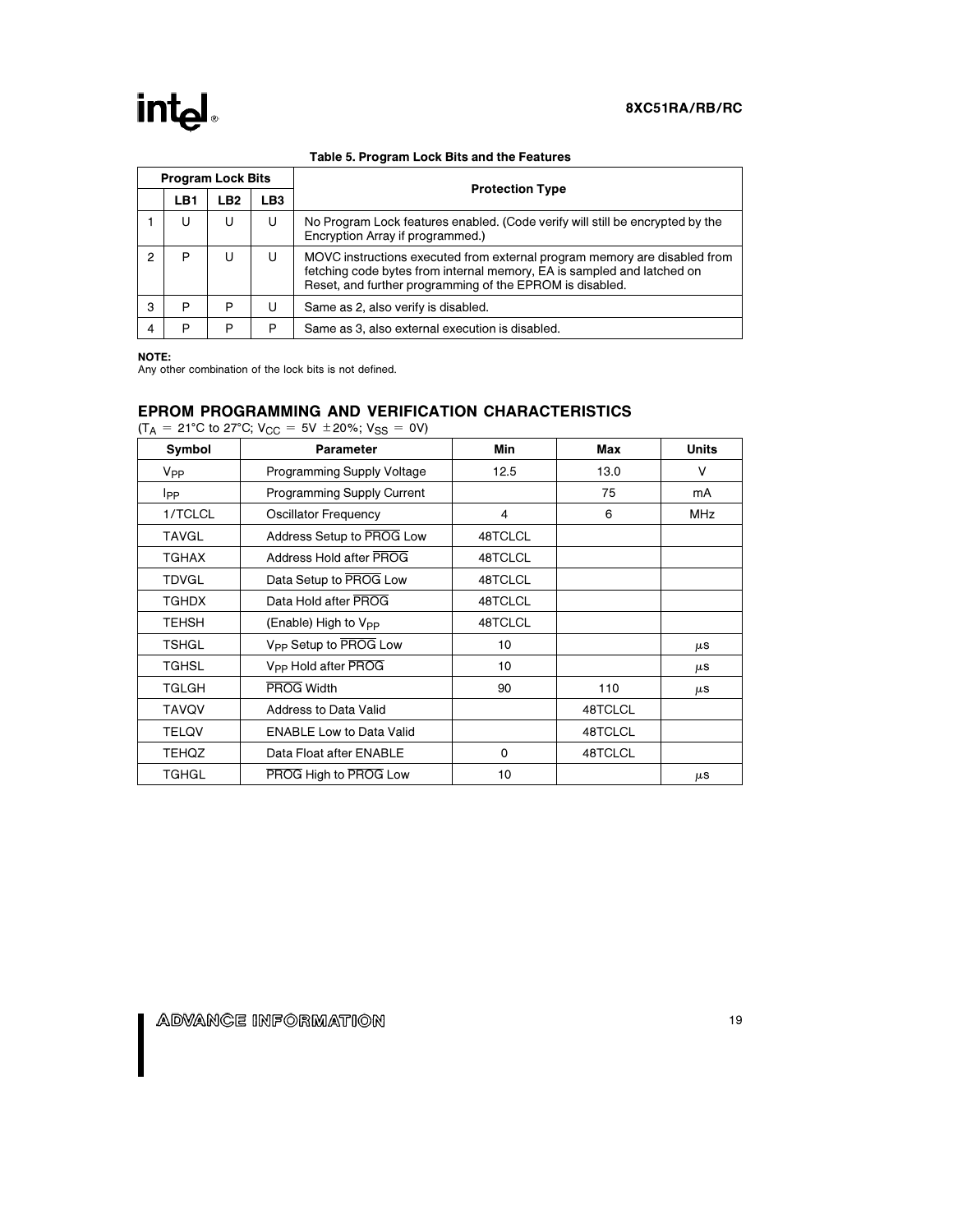**Table 5. Program Lock Bits and the Features**

| Program Lock Bits | | | | Protection Type |
|---|---|---|---|---|
| | LB1 | LB2 | LB3 | |
| 1 | U | U | U | No Program Lock features enabled. (Code verify will still be encrypted by the Encryption Array if programmed.) |
| 2 | P | U | U | MOVC instructions executed from external program memory are disabled from fetching code bytes from internal memory, EA is sampled and latched on Reset, and further programming of the EPROM is disabled. |
| 3 | P | P | U | Same as 2, also verify is disabled. |
| 4 | P | P | P | Same as 3, also external execution is disabled. |

**NOTE:**
Any other combination of the lock bits is not defined.

## EPROM PROGRAMMING AND VERIFICATION CHARACTERISTICS

($T_A$ = 21°C to 27°C; $V_{CC}$ = 5V ±20%; $V_{SS}$ = 0V)

| Symbol | Parameter | Min | Max | Units |
|---|---|---|---|---|
| $V_{PP}$ | Programming Supply Voltage | 12.5 | 13.0 | V |
| $I_{PP}$ | Programming Supply Current | | 75 | mA |
| 1/TCLCL | Oscillator Frequency | 4 | 6 | MHz |
| TAVGL | Address Setup to $\overline{PROG}$ Low | 48TCLCL | | |
| TGHAX | Address Hold after $\overline{PROG}$ | 48TCLCL | | |
| TDVGL | Data Setup to $\overline{PROG}$ Low | 48TCLCL | | |
| TGHDX | Data Hold after $\overline{PROG}$ | 48TCLCL | | |
| TEHSH | (Enable) High to $V_{PP}$ | 48TCLCL | | |
| TSHGL | $V_{PP}$ Setup to $\overline{PROG}$ Low | 10 | | μs |
| TGHSL | $V_{PP}$ Hold after $\overline{PROG}$ | 10 | | μs |
| TGLGH | $\overline{PROG}$ Width | 90 | 110 | μs |
| TAVQV | Address to Data Valid | | 48TCLCL | |
| TELQV | ENABLE Low to Data Valid | | 48TCLCL | |
| TEHQZ | Data Float after ENABLE | 0 | 48TCLCL | |
| TGHGL | $\overline{PROG}$ High to $\overline{PROG}$ Low | 10 | | μs |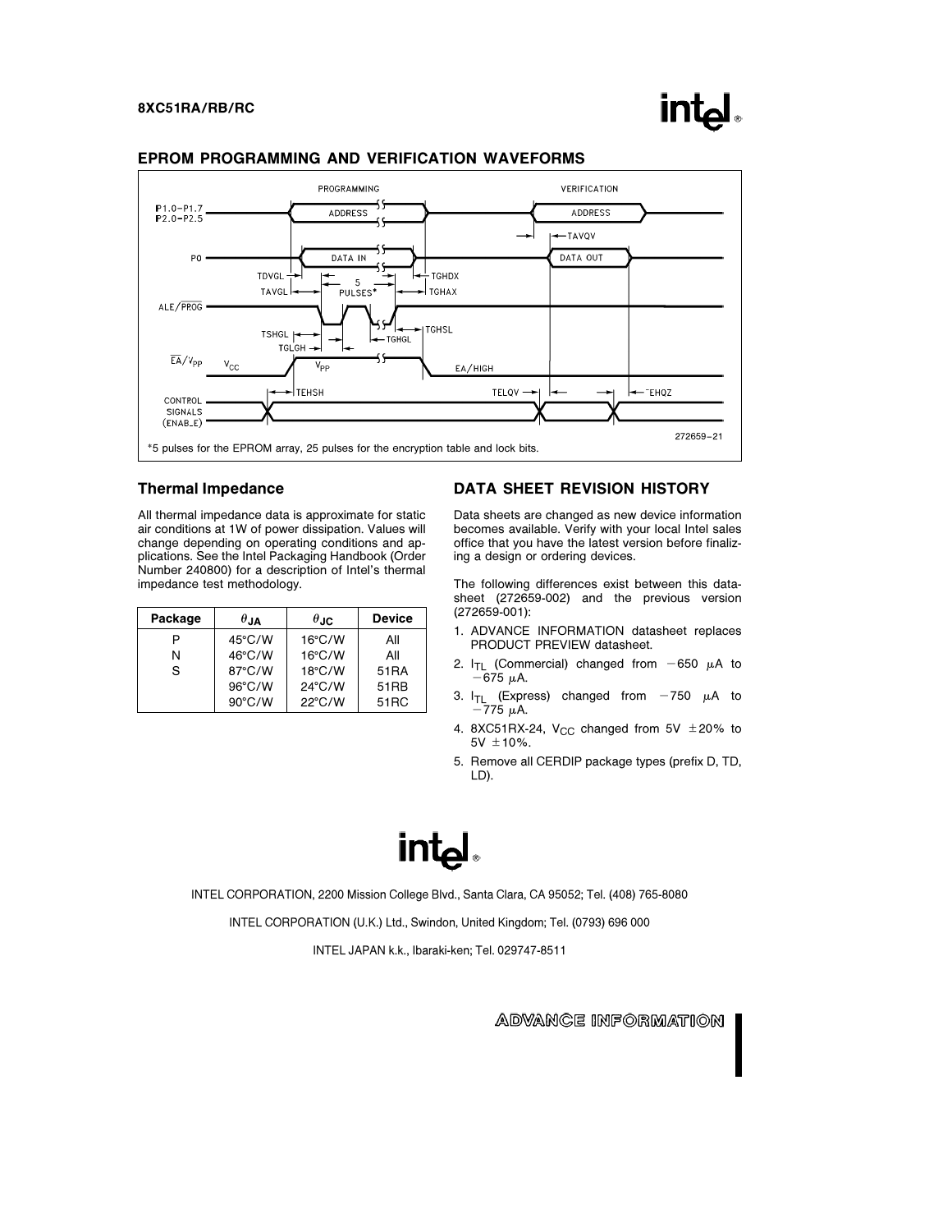## EPROM PROGRAMMING AND VERIFICATION WAVEFORMS

PROGRAMMING

VERIFICATION

P1.0–P1.7
P2.0–P2.5

ADDRESS

ADDRESS

TAVQV

P0

DATA IN

DATA OUT

TDVGL

TGHDX

TAVGL

5 PULSES*

TGHAX

ALE/$\overline{\text{PROG}}$

TSHGL

TGHGL

TGHSL

TGLGH

$\overline{\text{EA}}$/$V_{PP}$

$V_{CC}$

$V_{PP}$

EA/HIGH

TEHSH

TELQV

TEHQZ

CONTROL SIGNALS (ENABLE)

272659–21

*5 pulses for the EPROM array, 25 pulses for the encryption table and lock bits.

### Thermal Impedance

All thermal impedance data is approximate for static air conditions at 1W of power dissipation. Values will change depending on operating conditions and applications. See the Intel Packaging Handbook (Order Number 240800) for a description of Intel's thermal impedance test methodology.

| Package | $\theta_{JA}$ | $\theta_{JC}$ | Device |
|---|---|---|---|
| P | 45°C/W | 16°C/W | All |
| N | 46°C/W | 16°C/W | All |
| S | 87°C/W | 18°C/W | 51RA |
| | 96°C/W | 24°C/W | 51RB |
| | 90°C/W | 22°C/W | 51RC |

## DATA SHEET REVISION HISTORY

Data sheets are changed as new device information becomes available. Verify with your local Intel sales office that you have the latest version before finalizing a design or ordering devices.

The following differences exist between this datasheet (272659-002) and the previous version (272659-001):

1. ADVANCE INFORMATION datasheet replaces PRODUCT PREVIEW datasheet.
2. $I_{TL}$ (Commercial) changed from $-650$ µA to $-675$ µA.
3. $I_{TL}$ (Express) changed from $-750$ µA to $-775$ µA.
4. 8XC51RX-24, $V_{CC}$ changed from 5V ±20% to 5V ±10%.
5. Remove all CERDIP package types (prefix D, TD, LD).

INTEL CORPORATION, 2200 Mission College Blvd., Santa Clara, CA 95052; Tel. (408) 765-8080

INTEL CORPORATION (U.K.) Ltd., Swindon, United Kingdom; Tel. (0793) 696 000

INTEL JAPAN k.k., Ibaraki-ken; Tel. 029747-8511